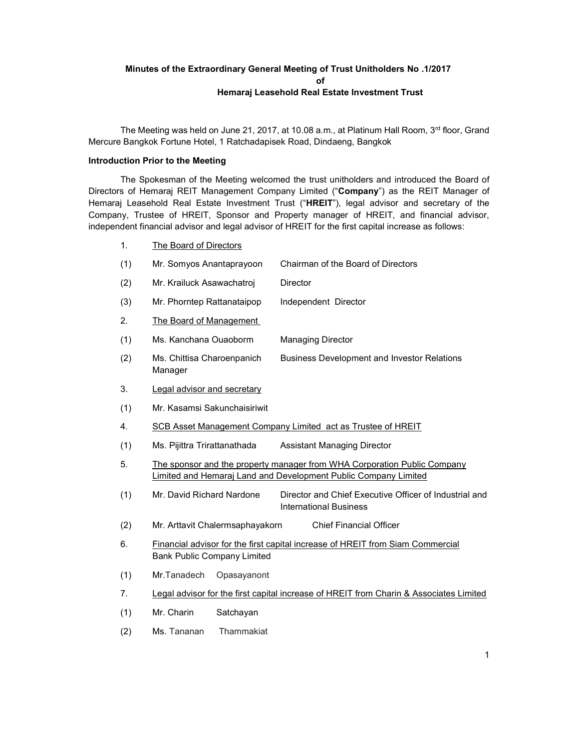**Minutes of the Extraordinary General Meeting of Trust Unitholders No .1/2017**
**of**
**Hemaraj Leasehold Real Estate Investment Trust**

The Meeting was held on June 21, 2017, at 10.08 a.m., at Platinum Hall Room, 3rd floor, Grand Mercure Bangkok Fortune Hotel, 1 Ratchadapisek Road, Dindaeng, Bangkok

**Introduction Prior to the Meeting**

The Spokesman of the Meeting welcomed the trust unitholders and introduced the Board of Directors of Hemaraj REIT Management Company Limited ("**Company**") as the REIT Manager of Hemaraj Leasehold Real Estate Investment Trust ("**HREIT**"), legal advisor and secretary of the Company, Trustee of HREIT, Sponsor and Property manager of HREIT, and financial advisor, independent financial advisor and legal advisor of HREIT for the first capital increase as follows:

1. The Board of Directors

(1) Mr. Somyos Anantaprayoon — Chairman of the Board of Directors

(2) Mr. Krailuck Asawachatroj — Director

(3) Mr. Phorntep Rattanataipop — Independent Director

2. The Board of Management

(1) Ms. Kanchana Ouaoborm — Managing Director

(2) Ms. Chittisa Charoenpanich — Business Development and Investor Relations Manager

3. Legal advisor and secretary

(1) Mr. Kasamsi Sakunchaisiriwit

4. SCB Asset Management Company Limited act as Trustee of HREIT

(1) Ms. Pijittra Trirattanathada — Assistant Managing Director

5. The sponsor and the property manager from WHA Corporation Public Company Limited and Hemaraj Land and Development Public Company Limited

(1) Mr. David Richard Nardone — Director and Chief Executive Officer of Industrial and International Business

(2) Mr. Arttavit Chalermsaphayakorn — Chief Financial Officer

6. Financial advisor for the first capital increase of HREIT from Siam Commercial Bank Public Company Limited

(1) Mr.Tanadech Opasayanont

7. Legal advisor for the first capital increase of HREIT from Charin & Associates Limited

(1) Mr. Charin Satchayan

(2) Ms. Tananan Thammakiat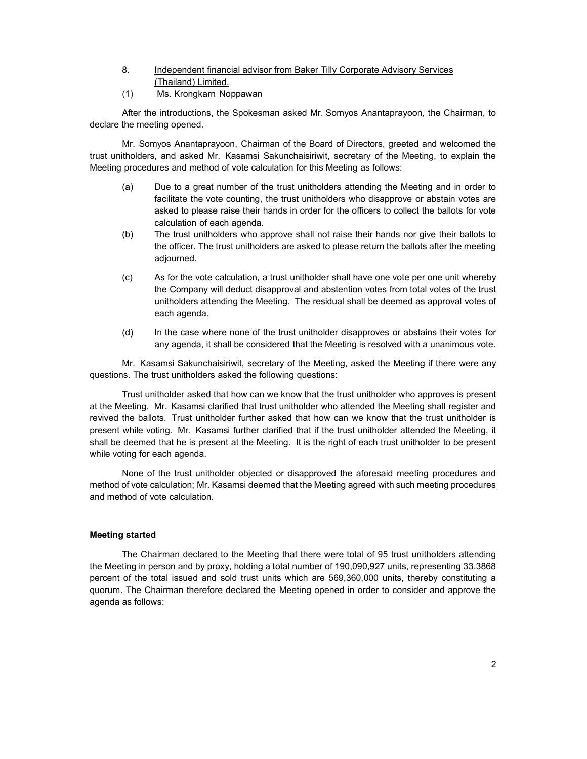8. Independent financial advisor from Baker Tilly Corporate Advisory Services (Thailand) Limited.

(1) Ms. Krongkarn Noppawan

After the introductions, the Spokesman asked Mr. Somyos Anantaprayoon, the Chairman, to declare the meeting opened.

Mr. Somyos Anantaprayoon, Chairman of the Board of Directors, greeted and welcomed the trust unitholders, and asked Mr. Kasamsi Sakunchaisiriwit, secretary of the Meeting, to explain the Meeting procedures and method of vote calculation for this Meeting as follows:

(a) Due to a great number of the trust unitholders attending the Meeting and in order to facilitate the vote counting, the trust unitholders who disapprove or abstain votes are asked to please raise their hands in order for the officers to collect the ballots for vote calculation of each agenda.

(b) The trust unitholders who approve shall not raise their hands nor give their ballots to the officer. The trust unitholders are asked to please return the ballots after the meeting adjourned.

(c) As for the vote calculation, a trust unitholder shall have one vote per one unit whereby the Company will deduct disapproval and abstention votes from total votes of the trust unitholders attending the Meeting. The residual shall be deemed as approval votes of each agenda.

(d) In the case where none of the trust unitholder disapproves or abstains their votes for any agenda, it shall be considered that the Meeting is resolved with a unanimous vote.

Mr. Kasamsi Sakunchaisiriwit, secretary of the Meeting, asked the Meeting if there were any questions. The trust unitholders asked the following questions:

Trust unitholder asked that how can we know that the trust unitholder who approves is present at the Meeting. Mr. Kasamsi clarified that trust unitholder who attended the Meeting shall register and revived the ballots. Trust unitholder further asked that how can we know that the trust unitholder is present while voting. Mr. Kasamsi further clarified that if the trust unitholder attended the Meeting, it shall be deemed that he is present at the Meeting. It is the right of each trust unitholder to be present while voting for each agenda.

None of the trust unitholder objected or disapproved the aforesaid meeting procedures and method of vote calculation; Mr. Kasamsi deemed that the Meeting agreed with such meeting procedures and method of vote calculation.

**Meeting started**

The Chairman declared to the Meeting that there were total of 95 trust unitholders attending the Meeting in person and by proxy, holding a total number of 190,090,927 units, representing 33.3868 percent of the total issued and sold trust units which are 569,360,000 units, thereby constituting a quorum. The Chairman therefore declared the Meeting opened in order to consider and approve the agenda as follows: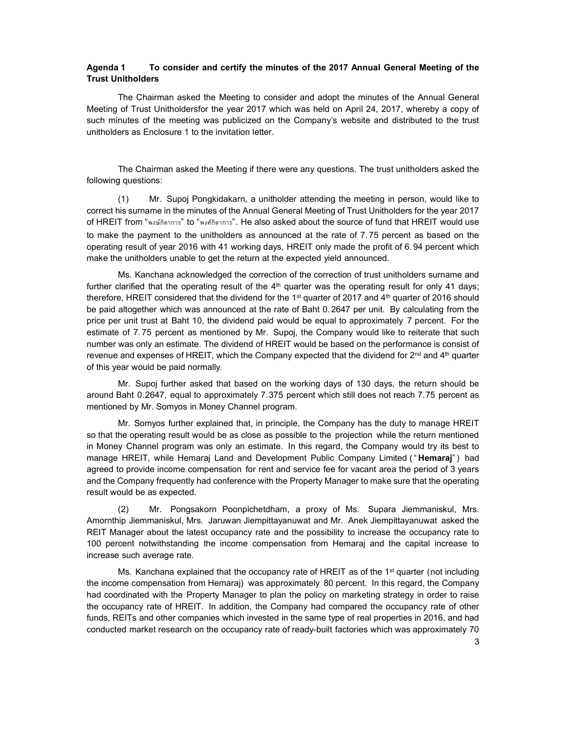**Agenda 1 To consider and certify the minutes of the 2017 Annual General Meeting of the Trust Unitholders**

The Chairman asked the Meeting to consider and adopt the minutes of the Annual General Meeting of Trust Unitholdersfor the year 2017 which was held on April 24, 2017, whereby a copy of such minutes of the meeting was publicized on the Company's website and distributed to the trust unitholders as Enclosure 1 to the invitation letter.

The Chairman asked the Meeting if there were any questions. The trust unitholders asked the following questions:

(1) Mr. Supoj Pongkidakarn, a unitholder attending the meeting in person, would like to correct his surname in the minutes of the Annual General Meeting of Trust Unitholders for the year 2017 of HREIT from "พงษ์กิดาการ" to "พงศ์กิดาการ". He also asked about the source of fund that HREIT would use to make the payment to the unitholders as announced at the rate of 7.75 percent as based on the operating result of year 2016 with 41 working days, HREIT only made the profit of 6.94 percent which make the unitholders unable to get the return at the expected yield announced.

Ms. Kanchana acknowledged the correction of the correction of trust unitholders surname and further clarified that the operating result of the 4th quarter was the operating result for only 41 days; therefore, HREIT considered that the dividend for the 1st quarter of 2017 and 4th quarter of 2016 should be paid altogether which was announced at the rate of Baht 0.2647 per unit. By calculating from the price per unit trust at Baht 10, the dividend paid would be equal to approximately 7 percent. For the estimate of 7.75 percent as mentioned by Mr. Supoj, the Company would like to reiterate that such number was only an estimate. The dividend of HREIT would be based on the performance is consist of revenue and expenses of HREIT, which the Company expected that the dividend for 2nd and 4th quarter of this year would be paid normally.

Mr. Supoj further asked that based on the working days of 130 days, the return should be around Baht 0.2647, equal to approximately 7.375 percent which still does not reach 7.75 percent as mentioned by Mr. Somyos in Money Channel program.

Mr. Somyos further explained that, in principle, the Company has the duty to manage HREIT so that the operating result would be as close as possible to the projection while the return mentioned in Money Channel program was only an estimate. In this regard, the Company would try its best to manage HREIT, while Hemaraj Land and Development Public Company Limited ("**Hemaraj**") had agreed to provide income compensation for rent and service fee for vacant area the period of 3 years and the Company frequently had conference with the Property Manager to make sure that the operating result would be as expected.

(2) Mr. Pongsakorn Poonpichetdham, a proxy of Ms. Supara Jiemmaniskul, Mrs. Amornthip Jiemmaniskul, Mrs. Jaruwan Jiempittayanuwat and Mr. Anek Jiempittayanuwat asked the REIT Manager about the latest occupancy rate and the possibility to increase the occupancy rate to 100 percent notwithstanding the income compensation from Hemaraj and the capital increase to increase such average rate.

Ms. Kanchana explained that the occupancy rate of HREIT as of the 1st quarter (not including the income compensation from Hemaraj) was approximately 80 percent. In this regard, the Company had coordinated with the Property Manager to plan the policy on marketing strategy in order to raise the occupancy rate of HREIT. In addition, the Company had compared the occupancy rate of other funds, REITs and other companies which invested in the same type of real properties in 2016, and had conducted market research on the occupancy rate of ready-built factories which was approximately 70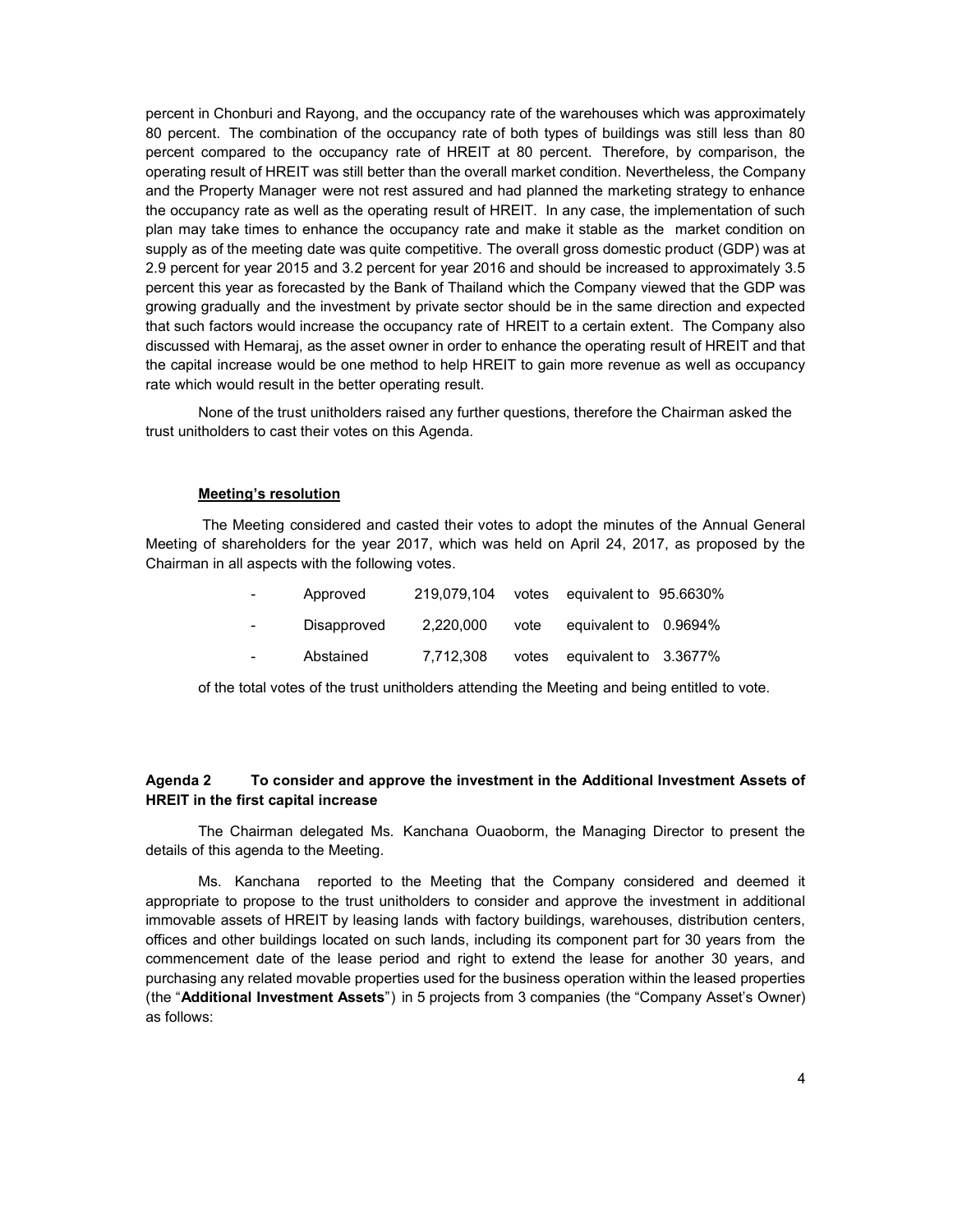percent in Chonburi and Rayong, and the occupancy rate of the warehouses which was approximately 80 percent. The combination of the occupancy rate of both types of buildings was still less than 80 percent compared to the occupancy rate of HREIT at 80 percent. Therefore, by comparison, the operating result of HREIT was still better than the overall market condition. Nevertheless, the Company and the Property Manager were not rest assured and had planned the marketing strategy to enhance the occupancy rate as well as the operating result of HREIT. In any case, the implementation of such plan may take times to enhance the occupancy rate and make it stable as the market condition on supply as of the meeting date was quite competitive. The overall gross domestic product (GDP) was at 2.9 percent for year 2015 and 3.2 percent for year 2016 and should be increased to approximately 3.5 percent this year as forecasted by the Bank of Thailand which the Company viewed that the GDP was growing gradually and the investment by private sector should be in the same direction and expected that such factors would increase the occupancy rate of HREIT to a certain extent. The Company also discussed with Hemaraj, as the asset owner in order to enhance the operating result of HREIT and that the capital increase would be one method to help HREIT to gain more revenue as well as occupancy rate which would result in the better operating result.

None of the trust unitholders raised any further questions, therefore the Chairman asked the trust unitholders to cast their votes on this Agenda.

**Meeting's resolution**

The Meeting considered and casted their votes to adopt the minutes of the Annual General Meeting of shareholders for the year 2017, which was held on April 24, 2017, as proposed by the Chairman in all aspects with the following votes.

- Approved 219,079,104 votes equivalent to 95.6630%
- Disapproved 2,220,000 vote equivalent to 0.9694%
- Abstained 7,712,308 votes equivalent to 3.3677%

of the total votes of the trust unitholders attending the Meeting and being entitled to vote.

**Agenda 2 To consider and approve the investment in the Additional Investment Assets of HREIT in the first capital increase**

The Chairman delegated Ms. Kanchana Ouaoborm, the Managing Director to present the details of this agenda to the Meeting.

Ms. Kanchana reported to the Meeting that the Company considered and deemed it appropriate to propose to the trust unitholders to consider and approve the investment in additional immovable assets of HREIT by leasing lands with factory buildings, warehouses, distribution centers, offices and other buildings located on such lands, including its component part for 30 years from the commencement date of the lease period and right to extend the lease for another 30 years, and purchasing any related movable properties used for the business operation within the leased properties (the "**Additional Investment Assets**") in 5 projects from 3 companies (the "Company Asset's Owner) as follows: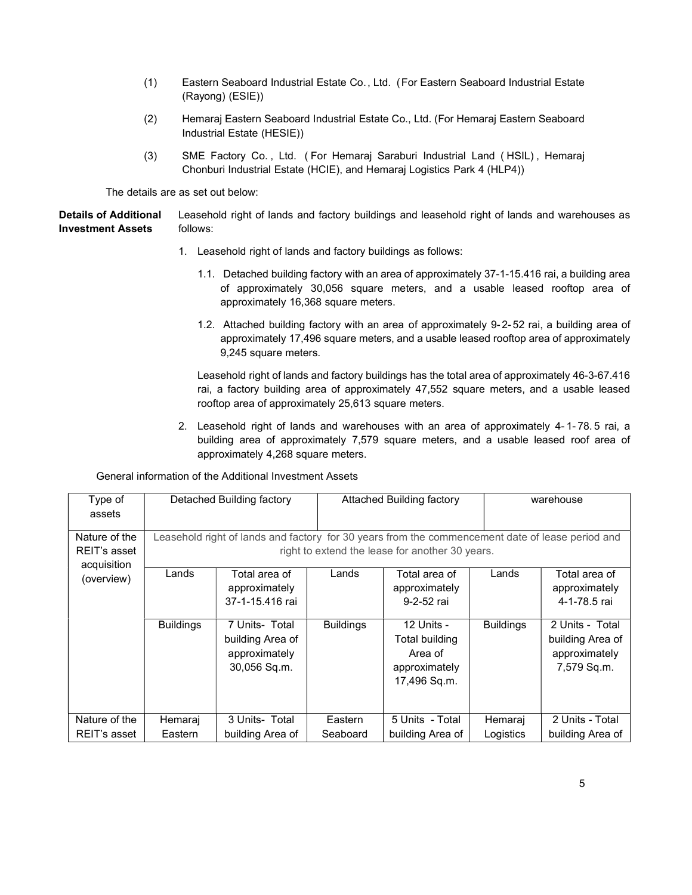(1) Eastern Seaboard Industrial Estate Co., Ltd. (For Eastern Seaboard Industrial Estate (Rayong) (ESIE))

(2) Hemaraj Eastern Seaboard Industrial Estate Co., Ltd. (For Hemaraj Eastern Seaboard Industrial Estate (HESIE))

(3) SME Factory Co., Ltd. (For Hemaraj Saraburi Industrial Land (HSIL), Hemaraj Chonburi Industrial Estate (HCIE), and Hemaraj Logistics Park 4 (HLP4))

The details are as set out below:

**Details of Additional Investment Assets**

Leasehold right of lands and factory buildings and leasehold right of lands and warehouses as follows:

1. Leasehold right of lands and factory buildings as follows:

   1.1. Detached building factory with an area of approximately 37-1-15.416 rai, a building area of approximately 30,056 square meters, and a usable leased rooftop area of approximately 16,368 square meters.

   1.2. Attached building factory with an area of approximately 9-2-52 rai, a building area of approximately 17,496 square meters, and a usable leased rooftop area of approximately 9,245 square meters.

   Leasehold right of lands and factory buildings has the total area of approximately 46-3-67.416 rai, a factory building area of approximately 47,552 square meters, and a usable leased rooftop area of approximately 25,613 square meters.

2. Leasehold right of lands and warehouses with an area of approximately 4-1-78.5 rai, a building area of approximately 7,579 square meters, and a usable leased roof area of approximately 4,268 square meters.

General information of the Additional Investment Assets

| Type of assets | Detached Building factory | | Attached Building factory | | warehouse | |
|---|---|---|---|---|---|---|
| Nature of the REIT's asset acquisition (overview) | Leasehold right of lands and factory for 30 years from the commencement date of lease period and right to extend the lease for another 30 years. | | | | | |
| | Lands | Total area of approximately 37-1-15.416 rai | Lands | Total area of approximately 9-2-52 rai | Lands | Total area of approximately 4-1-78.5 rai |
| | Buildings | 7 Units- Total building Area of approximately 30,056 Sq.m. | Buildings | 12 Units - Total building Area of approximately 17,496 Sq.m. | Buildings | 2 Units - Total building Area of approximately 7,579 Sq.m. |
| Nature of the REIT's asset | Hemaraj Eastern | 3 Units- Total building Area of | Eastern Seaboard | 5 Units - Total building Area of | Hemaraj Logistics | 2 Units - Total building Area of |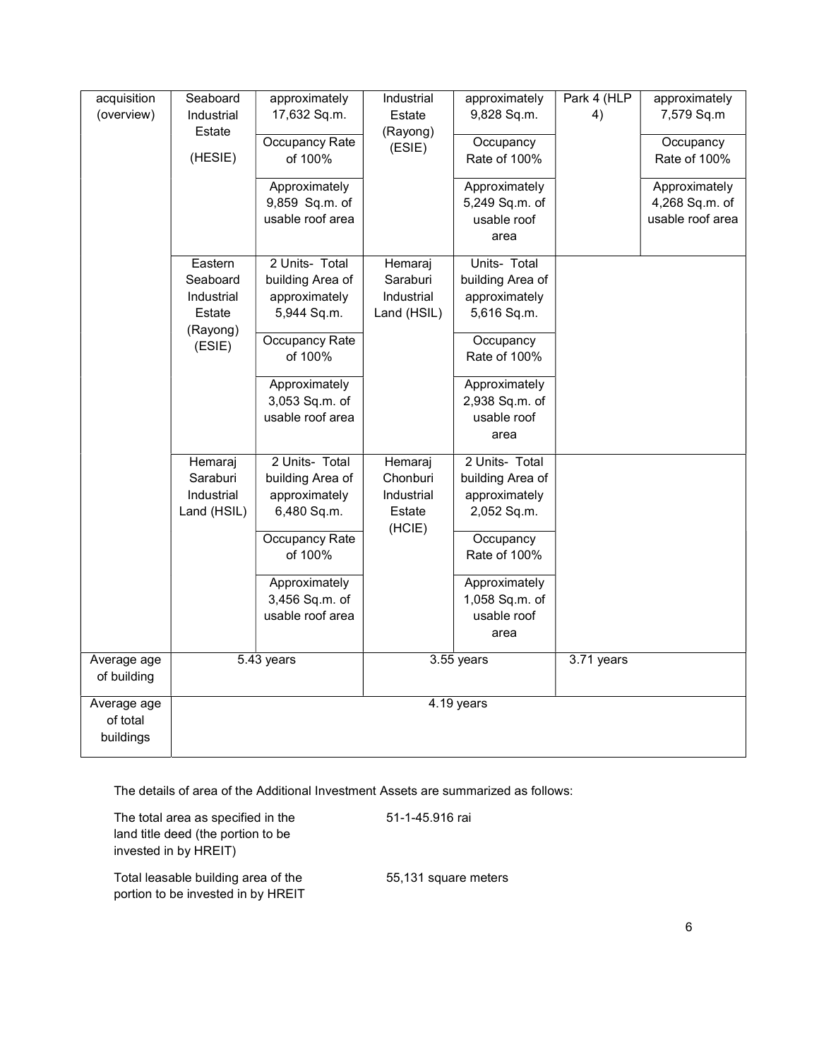| acquisition (overview) | Seaboard Industrial Estate (HESIE) | approximately 17,632 Sq.m. | Industrial Estate (Rayong) (ESIE) | approximately 9,828 Sq.m. | Park 4 (HLP 4) | approximately 7,579 Sq.m |
|---|---|---|---|---|---|---|
| | | Occupancy Rate of 100% | | Occupancy Rate of 100% | | Occupancy Rate of 100% |
| | | Approximately 9,859 Sq.m. of usable roof area | | Approximately 5,249 Sq.m. of usable roof area | | Approximately 4,268 Sq.m. of usable roof area |
| | Eastern Seaboard Industrial Estate (Rayong) (ESIE) | 2 Units- Total building Area of approximately 5,944 Sq.m. | Hemaraj Saraburi Industrial Land (HSIL) | Units- Total building Area of approximately 5,616 Sq.m. | | |
| | | Occupancy Rate of 100% | | Occupancy Rate of 100% | | |
| | | Approximately 3,053 Sq.m. of usable roof area | | Approximately 2,938 Sq.m. of usable roof area | | |
| | Hemaraj Saraburi Industrial Land (HSIL) | 2 Units- Total building Area of approximately 6,480 Sq.m. | Hemaraj Chonburi Industrial Estate (HCIE) | 2 Units- Total building Area of approximately 2,052 Sq.m. | | |
| | | Occupancy Rate of 100% | | Occupancy Rate of 100% | | |
| | | Approximately 3,456 Sq.m. of usable roof area | | Approximately 1,058 Sq.m. of usable roof area | | |
| Average age of building | 5.43 years | | 3.55 years | | 3.71 years | |
| Average age of total buildings | 4.19 years | | | | | |

The details of area of the Additional Investment Assets are summarized as follows:

| | |
|---|---|
| The total area as specified in the land title deed (the portion to be invested in by HREIT) | 51-1-45.916 rai |
| Total leasable building area of the portion to be invested in by HREIT | 55,131 square meters |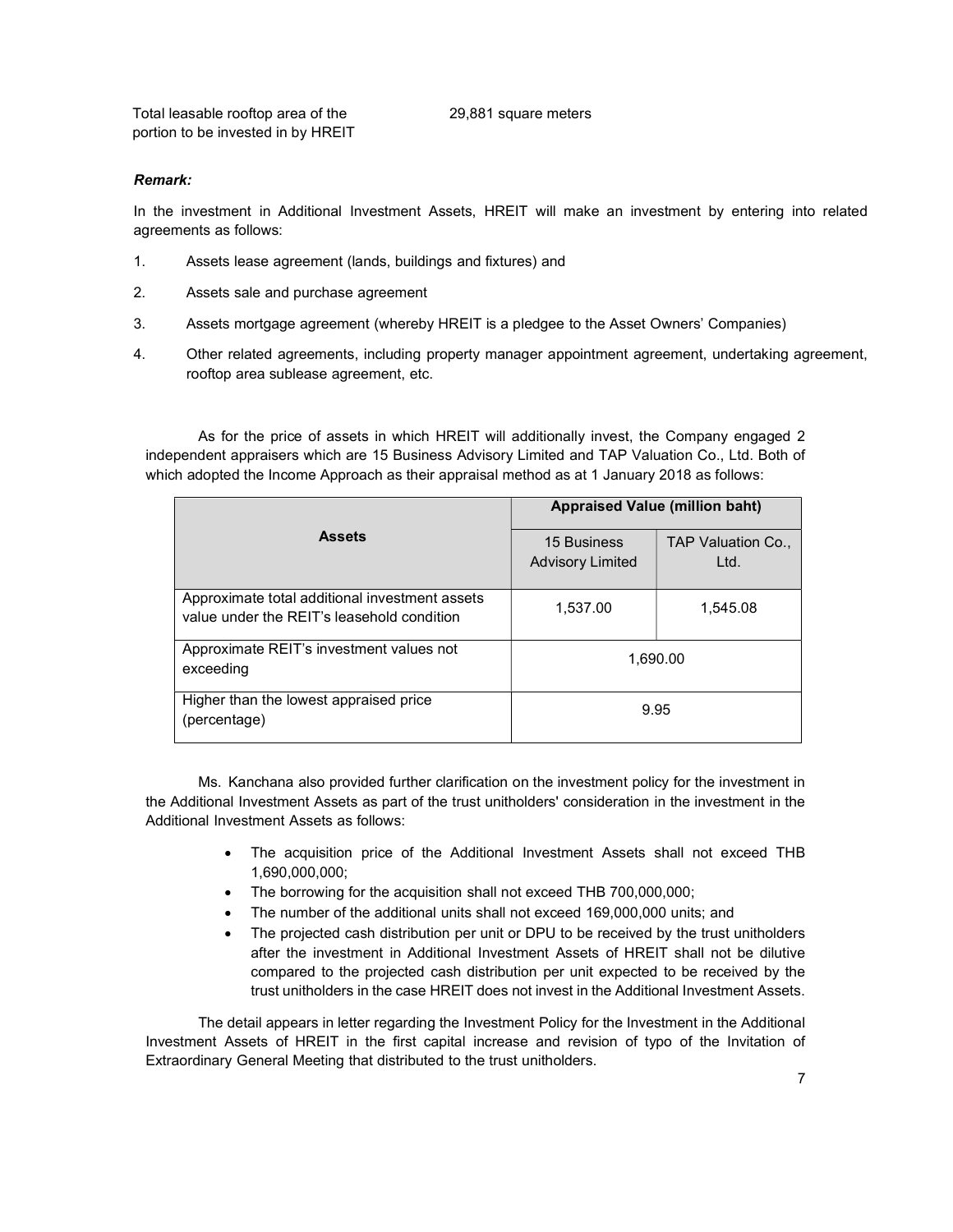Total leasable rooftop area of the portion to be invested in by HREIT — 29,881 square meters

***Remark:***

In the investment in Additional Investment Assets, HREIT will make an investment by entering into related agreements as follows:

1. Assets lease agreement (lands, buildings and fixtures) and
2. Assets sale and purchase agreement
3. Assets mortgage agreement (whereby HREIT is a pledgee to the Asset Owners' Companies)
4. Other related agreements, including property manager appointment agreement, undertaking agreement, rooftop area sublease agreement, etc.

As for the price of assets in which HREIT will additionally invest, the Company engaged 2 independent appraisers which are 15 Business Advisory Limited and TAP Valuation Co., Ltd. Both of which adopted the Income Approach as their appraisal method as at 1 January 2018 as follows:

| **Assets** | **Appraised Value (million baht)** | |
|---|---|---|
| | 15 Business Advisory Limited | TAP Valuation Co., Ltd. |
| Approximate total additional investment assets value under the REIT's leasehold condition | 1,537.00 | 1,545.08 |
| Approximate REIT's investment values not exceeding | 1,690.00 | |
| Higher than the lowest appraised price (percentage) | 9.95 | |

Ms. Kanchana also provided further clarification on the investment policy for the investment in the Additional Investment Assets as part of the trust unitholders' consideration in the investment in the Additional Investment Assets as follows:

- The acquisition price of the Additional Investment Assets shall not exceed THB 1,690,000,000;
- The borrowing for the acquisition shall not exceed THB 700,000,000;
- The number of the additional units shall not exceed 169,000,000 units; and
- The projected cash distribution per unit or DPU to be received by the trust unitholders after the investment in Additional Investment Assets of HREIT shall not be dilutive compared to the projected cash distribution per unit expected to be received by the trust unitholders in the case HREIT does not invest in the Additional Investment Assets.

The detail appears in letter regarding the Investment Policy for the Investment in the Additional Investment Assets of HREIT in the first capital increase and revision of typo of the Invitation of Extraordinary General Meeting that distributed to the trust unitholders.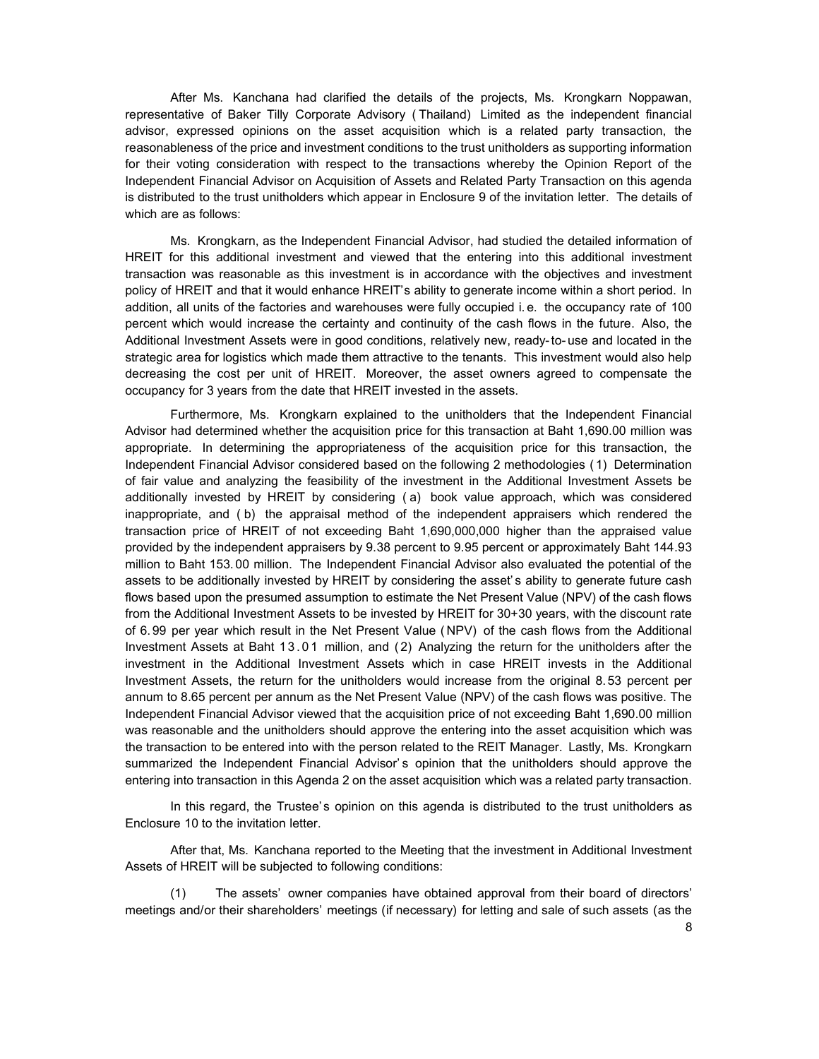After Ms. Kanchana had clarified the details of the projects, Ms. Krongkarn Noppawan, representative of Baker Tilly Corporate Advisory (Thailand) Limited as the independent financial advisor, expressed opinions on the asset acquisition which is a related party transaction, the reasonableness of the price and investment conditions to the trust unitholders as supporting information for their voting consideration with respect to the transactions whereby the Opinion Report of the Independent Financial Advisor on Acquisition of Assets and Related Party Transaction on this agenda is distributed to the trust unitholders which appear in Enclosure 9 of the invitation letter. The details of which are as follows:

Ms. Krongkarn, as the Independent Financial Advisor, had studied the detailed information of HREIT for this additional investment and viewed that the entering into this additional investment transaction was reasonable as this investment is in accordance with the objectives and investment policy of HREIT and that it would enhance HREIT's ability to generate income within a short period. In addition, all units of the factories and warehouses were fully occupied i.e. the occupancy rate of 100 percent which would increase the certainty and continuity of the cash flows in the future. Also, the Additional Investment Assets were in good conditions, relatively new, ready-to-use and located in the strategic area for logistics which made them attractive to the tenants. This investment would also help decreasing the cost per unit of HREIT. Moreover, the asset owners agreed to compensate the occupancy for 3 years from the date that HREIT invested in the assets.

Furthermore, Ms. Krongkarn explained to the unitholders that the Independent Financial Advisor had determined whether the acquisition price for this transaction at Baht 1,690.00 million was appropriate. In determining the appropriateness of the acquisition price for this transaction, the Independent Financial Advisor considered based on the following 2 methodologies (1) Determination of fair value and analyzing the feasibility of the investment in the Additional Investment Assets be additionally invested by HREIT by considering (a) book value approach, which was considered inappropriate, and (b) the appraisal method of the independent appraisers which rendered the transaction price of HREIT of not exceeding Baht 1,690,000,000 higher than the appraised value provided by the independent appraisers by 9.38 percent to 9.95 percent or approximately Baht 144.93 million to Baht 153.00 million. The Independent Financial Advisor also evaluated the potential of the assets to be additionally invested by HREIT by considering the asset's ability to generate future cash flows based upon the presumed assumption to estimate the Net Present Value (NPV) of the cash flows from the Additional Investment Assets to be invested by HREIT for 30+30 years, with the discount rate of 6.99 per year which result in the Net Present Value (NPV) of the cash flows from the Additional Investment Assets at Baht 13.01 million, and (2) Analyzing the return for the unitholders after the investment in the Additional Investment Assets which in case HREIT invests in the Additional Investment Assets, the return for the unitholders would increase from the original 8.53 percent per annum to 8.65 percent per annum as the Net Present Value (NPV) of the cash flows was positive. The Independent Financial Advisor viewed that the acquisition price of not exceeding Baht 1,690.00 million was reasonable and the unitholders should approve the entering into the asset acquisition which was the transaction to be entered into with the person related to the REIT Manager. Lastly, Ms. Krongkarn summarized the Independent Financial Advisor's opinion that the unitholders should approve the entering into transaction in this Agenda 2 on the asset acquisition which was a related party transaction.

In this regard, the Trustee's opinion on this agenda is distributed to the trust unitholders as Enclosure 10 to the invitation letter.

After that, Ms. Kanchana reported to the Meeting that the investment in Additional Investment Assets of HREIT will be subjected to following conditions:

(1) The assets' owner companies have obtained approval from their board of directors' meetings and/or their shareholders' meetings (if necessary) for letting and sale of such assets (as the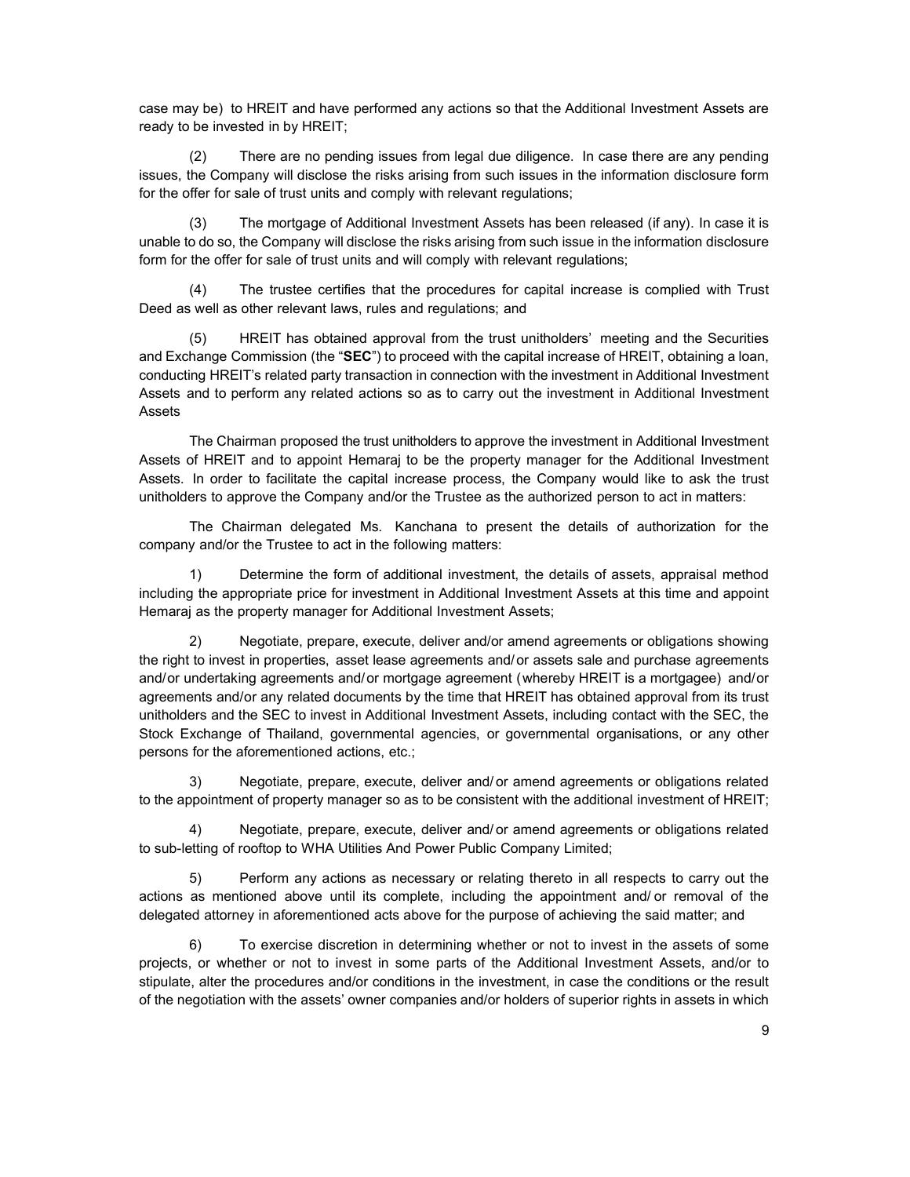case may be) to HREIT and have performed any actions so that the Additional Investment Assets are ready to be invested in by HREIT;

(2) There are no pending issues from legal due diligence. In case there are any pending issues, the Company will disclose the risks arising from such issues in the information disclosure form for the offer for sale of trust units and comply with relevant regulations;

(3) The mortgage of Additional Investment Assets has been released (if any). In case it is unable to do so, the Company will disclose the risks arising from such issue in the information disclosure form for the offer for sale of trust units and will comply with relevant regulations;

(4) The trustee certifies that the procedures for capital increase is complied with Trust Deed as well as other relevant laws, rules and regulations; and

(5) HREIT has obtained approval from the trust unitholders' meeting and the Securities and Exchange Commission (the "**SEC**") to proceed with the capital increase of HREIT, obtaining a loan, conducting HREIT's related party transaction in connection with the investment in Additional Investment Assets and to perform any related actions so as to carry out the investment in Additional Investment Assets

The Chairman proposed the trust unitholders to approve the investment in Additional Investment Assets of HREIT and to appoint Hemaraj to be the property manager for the Additional Investment Assets. In order to facilitate the capital increase process, the Company would like to ask the trust unitholders to approve the Company and/or the Trustee as the authorized person to act in matters:

The Chairman delegated Ms. Kanchana to present the details of authorization for the company and/or the Trustee to act in the following matters:

1) Determine the form of additional investment, the details of assets, appraisal method including the appropriate price for investment in Additional Investment Assets at this time and appoint Hemaraj as the property manager for Additional Investment Assets;

2) Negotiate, prepare, execute, deliver and/or amend agreements or obligations showing the right to invest in properties, asset lease agreements and/or assets sale and purchase agreements and/or undertaking agreements and/or mortgage agreement (whereby HREIT is a mortgagee) and/or agreements and/or any related documents by the time that HREIT has obtained approval from its trust unitholders and the SEC to invest in Additional Investment Assets, including contact with the SEC, the Stock Exchange of Thailand, governmental agencies, or governmental organisations, or any other persons for the aforementioned actions, etc.;

3) Negotiate, prepare, execute, deliver and/or amend agreements or obligations related to the appointment of property manager so as to be consistent with the additional investment of HREIT;

4) Negotiate, prepare, execute, deliver and/or amend agreements or obligations related to sub-letting of rooftop to WHA Utilities And Power Public Company Limited;

5) Perform any actions as necessary or relating thereto in all respects to carry out the actions as mentioned above until its complete, including the appointment and/or removal of the delegated attorney in aforementioned acts above for the purpose of achieving the said matter; and

6) To exercise discretion in determining whether or not to invest in the assets of some projects, or whether or not to invest in some parts of the Additional Investment Assets, and/or to stipulate, alter the procedures and/or conditions in the investment, in case the conditions or the result of the negotiation with the assets' owner companies and/or holders of superior rights in assets in which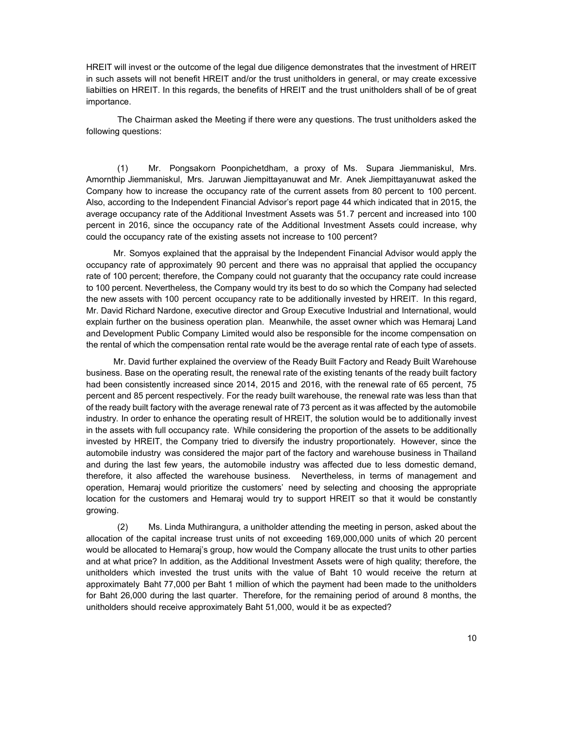HREIT will invest or the outcome of the legal due diligence demonstrates that the investment of HREIT in such assets will not benefit HREIT and/or the trust unitholders in general, or may create excessive liabilties on HREIT. In this regards, the benefits of HREIT and the trust unitholders shall of be of great importance.

The Chairman asked the Meeting if there were any questions. The trust unitholders asked the following questions:

(1) Mr. Pongsakorn Poonpichetdham, a proxy of Ms. Supara Jiemmaniskul, Mrs. Amornthip Jiemmaniskul, Mrs. Jaruwan Jiempittayanuwat and Mr. Anek Jiempittayanuwat asked the Company how to increase the occupancy rate of the current assets from 80 percent to 100 percent. Also, according to the Independent Financial Advisor's report page 44 which indicated that in 2015, the average occupancy rate of the Additional Investment Assets was 51.7 percent and increased into 100 percent in 2016, since the occupancy rate of the Additional Investment Assets could increase, why could the occupancy rate of the existing assets not increase to 100 percent?

Mr. Somyos explained that the appraisal by the Independent Financial Advisor would apply the occupancy rate of approximately 90 percent and there was no appraisal that applied the occupancy rate of 100 percent; therefore, the Company could not guaranty that the occupancy rate could increase to 100 percent. Nevertheless, the Company would try its best to do so which the Company had selected the new assets with 100 percent occupancy rate to be additionally invested by HREIT. In this regard, Mr. David Richard Nardone, executive director and Group Executive Industrial and International, would explain further on the business operation plan. Meanwhile, the asset owner which was Hemaraj Land and Development Public Company Limited would also be responsible for the income compensation on the rental of which the compensation rental rate would be the average rental rate of each type of assets.

Mr. David further explained the overview of the Ready Built Factory and Ready Built Warehouse business. Base on the operating result, the renewal rate of the existing tenants of the ready built factory had been consistently increased since 2014, 2015 and 2016, with the renewal rate of 65 percent, 75 percent and 85 percent respectively. For the ready built warehouse, the renewal rate was less than that of the ready built factory with the average renewal rate of 73 percent as it was affected by the automobile industry. In order to enhance the operating result of HREIT, the solution would be to additionally invest in the assets with full occupancy rate. While considering the proportion of the assets to be additionally invested by HREIT, the Company tried to diversify the industry proportionately. However, since the automobile industry was considered the major part of the factory and warehouse business in Thailand and during the last few years, the automobile industry was affected due to less domestic demand, therefore, it also affected the warehouse business. Nevertheless, in terms of management and operation, Hemaraj would prioritize the customers' need by selecting and choosing the appropriate location for the customers and Hemaraj would try to support HREIT so that it would be constantly growing.

(2) Ms. Linda Muthirangura, a unitholder attending the meeting in person, asked about the allocation of the capital increase trust units of not exceeding 169,000,000 units of which 20 percent would be allocated to Hemaraj's group, how would the Company allocate the trust units to other parties and at what price? In addition, as the Additional Investment Assets were of high quality; therefore, the unitholders which invested the trust units with the value of Baht 10 would receive the return at approximately Baht 77,000 per Baht 1 million of which the payment had been made to the unitholders for Baht 26,000 during the last quarter. Therefore, for the remaining period of around 8 months, the unitholders should receive approximately Baht 51,000, would it be as expected?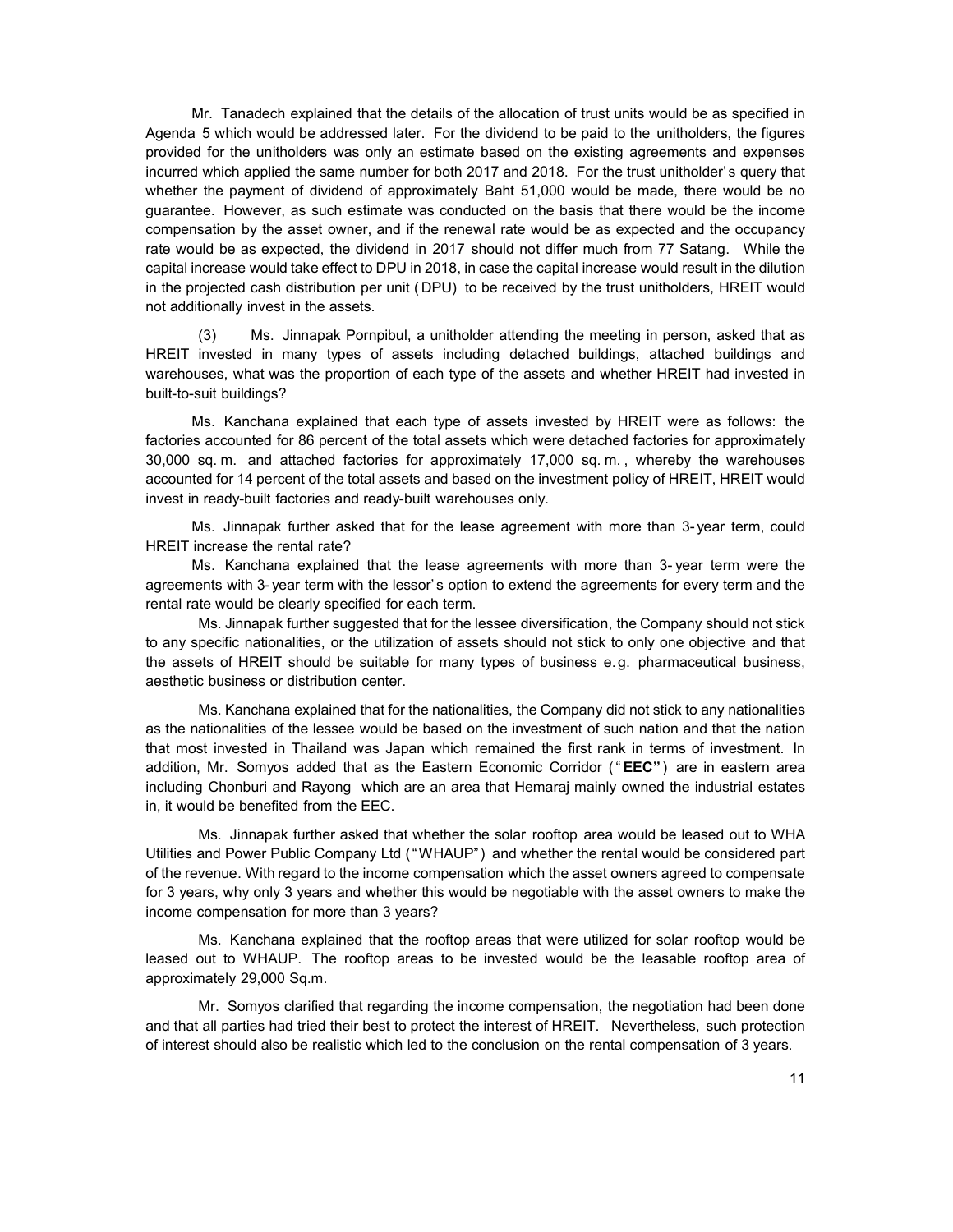Mr. Tanadech explained that the details of the allocation of trust units would be as specified in Agenda 5 which would be addressed later. For the dividend to be paid to the unitholders, the figures provided for the unitholders was only an estimate based on the existing agreements and expenses incurred which applied the same number for both 2017 and 2018. For the trust unitholder's query that whether the payment of dividend of approximately Baht 51,000 would be made, there would be no guarantee. However, as such estimate was conducted on the basis that there would be the income compensation by the asset owner, and if the renewal rate would be as expected and the occupancy rate would be as expected, the dividend in 2017 should not differ much from 77 Satang. While the capital increase would take effect to DPU in 2018, in case the capital increase would result in the dilution in the projected cash distribution per unit (DPU) to be received by the trust unitholders, HREIT would not additionally invest in the assets.

(3) Ms. Jinnapak Pornpibul, a unitholder attending the meeting in person, asked that as HREIT invested in many types of assets including detached buildings, attached buildings and warehouses, what was the proportion of each type of the assets and whether HREIT had invested in built-to-suit buildings?

Ms. Kanchana explained that each type of assets invested by HREIT were as follows: the factories accounted for 86 percent of the total assets which were detached factories for approximately 30,000 sq.m. and attached factories for approximately 17,000 sq.m., whereby the warehouses accounted for 14 percent of the total assets and based on the investment policy of HREIT, HREIT would invest in ready-built factories and ready-built warehouses only.

Ms. Jinnapak further asked that for the lease agreement with more than 3-year term, could HREIT increase the rental rate?

Ms. Kanchana explained that the lease agreements with more than 3-year term were the agreements with 3-year term with the lessor's option to extend the agreements for every term and the rental rate would be clearly specified for each term.

Ms. Jinnapak further suggested that for the lessee diversification, the Company should not stick to any specific nationalities, or the utilization of assets should not stick to only one objective and that the assets of HREIT should be suitable for many types of business e.g. pharmaceutical business, aesthetic business or distribution center.

Ms. Kanchana explained that for the nationalities, the Company did not stick to any nationalities as the nationalities of the lessee would be based on the investment of such nation and that the nation that most invested in Thailand was Japan which remained the first rank in terms of investment. In addition, Mr. Somyos added that as the Eastern Economic Corridor ("**EEC**") are in eastern area including Chonburi and Rayong which are an area that Hemaraj mainly owned the industrial estates in, it would be benefited from the EEC.

Ms. Jinnapak further asked that whether the solar rooftop area would be leased out to WHA Utilities and Power Public Company Ltd ("WHAUP") and whether the rental would be considered part of the revenue. With regard to the income compensation which the asset owners agreed to compensate for 3 years, why only 3 years and whether this would be negotiable with the asset owners to make the income compensation for more than 3 years?

Ms. Kanchana explained that the rooftop areas that were utilized for solar rooftop would be leased out to WHAUP. The rooftop areas to be invested would be the leasable rooftop area of approximately 29,000 Sq.m.

Mr. Somyos clarified that regarding the income compensation, the negotiation had been done and that all parties had tried their best to protect the interest of HREIT. Nevertheless, such protection of interest should also be realistic which led to the conclusion on the rental compensation of 3 years.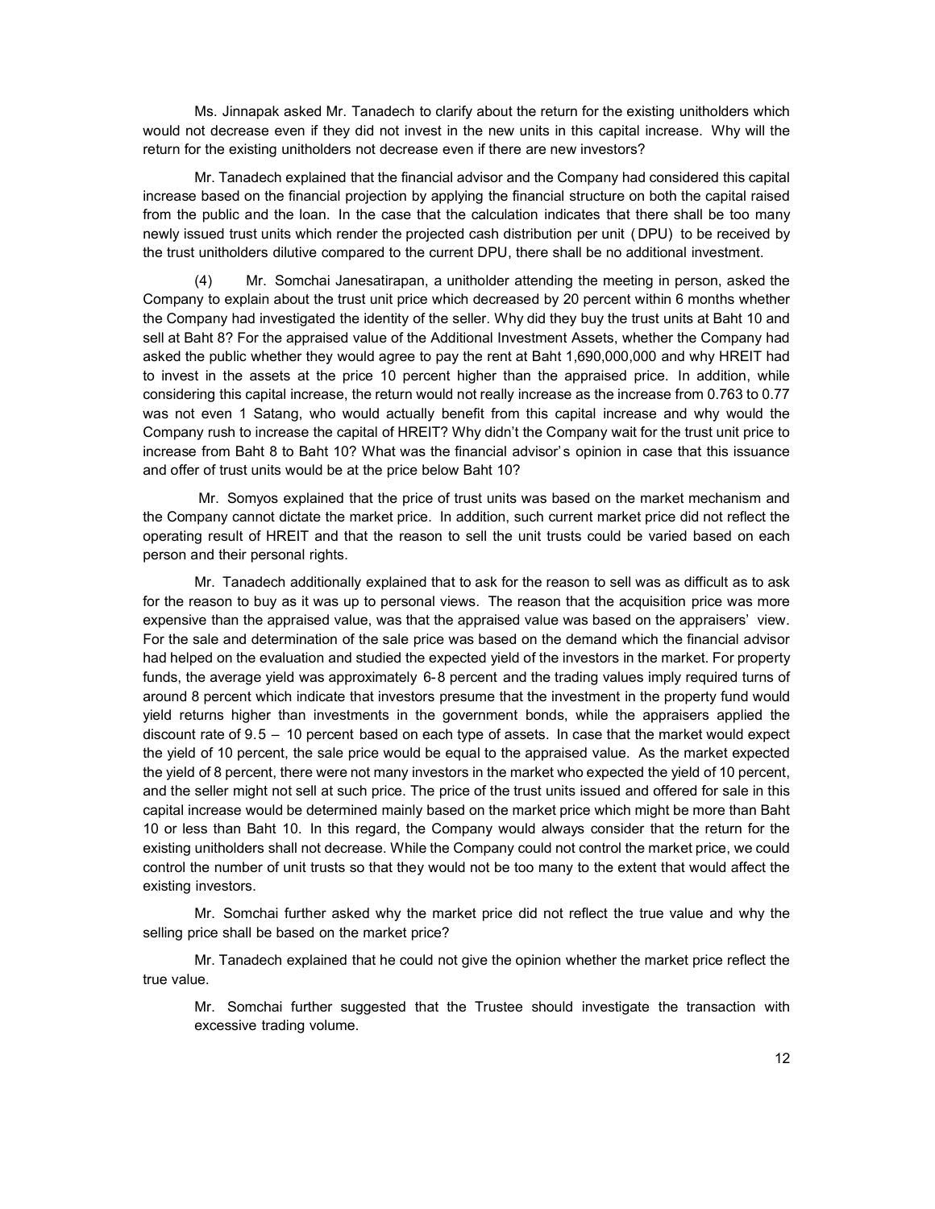Ms. Jinnapak asked Mr. Tanadech to clarify about the return for the existing unitholders which would not decrease even if they did not invest in the new units in this capital increase. Why will the return for the existing unitholders not decrease even if there are new investors?

Mr. Tanadech explained that the financial advisor and the Company had considered this capital increase based on the financial projection by applying the financial structure on both the capital raised from the public and the loan. In the case that the calculation indicates that there shall be too many newly issued trust units which render the projected cash distribution per unit (DPU) to be received by the trust unitholders dilutive compared to the current DPU, there shall be no additional investment.

(4) Mr. Somchai Janesatirapan, a unitholder attending the meeting in person, asked the Company to explain about the trust unit price which decreased by 20 percent within 6 months whether the Company had investigated the identity of the seller. Why did they buy the trust units at Baht 10 and sell at Baht 8? For the appraised value of the Additional Investment Assets, whether the Company had asked the public whether they would agree to pay the rent at Baht 1,690,000,000 and why HREIT had to invest in the assets at the price 10 percent higher than the appraised price. In addition, while considering this capital increase, the return would not really increase as the increase from 0.763 to 0.77 was not even 1 Satang, who would actually benefit from this capital increase and why would the Company rush to increase the capital of HREIT? Why didn't the Company wait for the trust unit price to increase from Baht 8 to Baht 10? What was the financial advisor's opinion in case that this issuance and offer of trust units would be at the price below Baht 10?

Mr. Somyos explained that the price of trust units was based on the market mechanism and the Company cannot dictate the market price. In addition, such current market price did not reflect the operating result of HREIT and that the reason to sell the unit trusts could be varied based on each person and their personal rights.

Mr. Tanadech additionally explained that to ask for the reason to sell was as difficult as to ask for the reason to buy as it was up to personal views. The reason that the acquisition price was more expensive than the appraised value, was that the appraised value was based on the appraisers' view. For the sale and determination of the sale price was based on the demand which the financial advisor had helped on the evaluation and studied the expected yield of the investors in the market. For property funds, the average yield was approximately 6-8 percent and the trading values imply required turns of around 8 percent which indicate that investors presume that the investment in the property fund would yield returns higher than investments in the government bonds, while the appraisers applied the discount rate of 9.5 – 10 percent based on each type of assets. In case that the market would expect the yield of 10 percent, the sale price would be equal to the appraised value. As the market expected the yield of 8 percent, there were not many investors in the market who expected the yield of 10 percent, and the seller might not sell at such price. The price of the trust units issued and offered for sale in this capital increase would be determined mainly based on the market price which might be more than Baht 10 or less than Baht 10. In this regard, the Company would always consider that the return for the existing unitholders shall not decrease. While the Company could not control the market price, we could control the number of unit trusts so that they would not be too many to the extent that would affect the existing investors.

Mr. Somchai further asked why the market price did not reflect the true value and why the selling price shall be based on the market price?

Mr. Tanadech explained that he could not give the opinion whether the market price reflect the true value.

Mr. Somchai further suggested that the Trustee should investigate the transaction with excessive trading volume.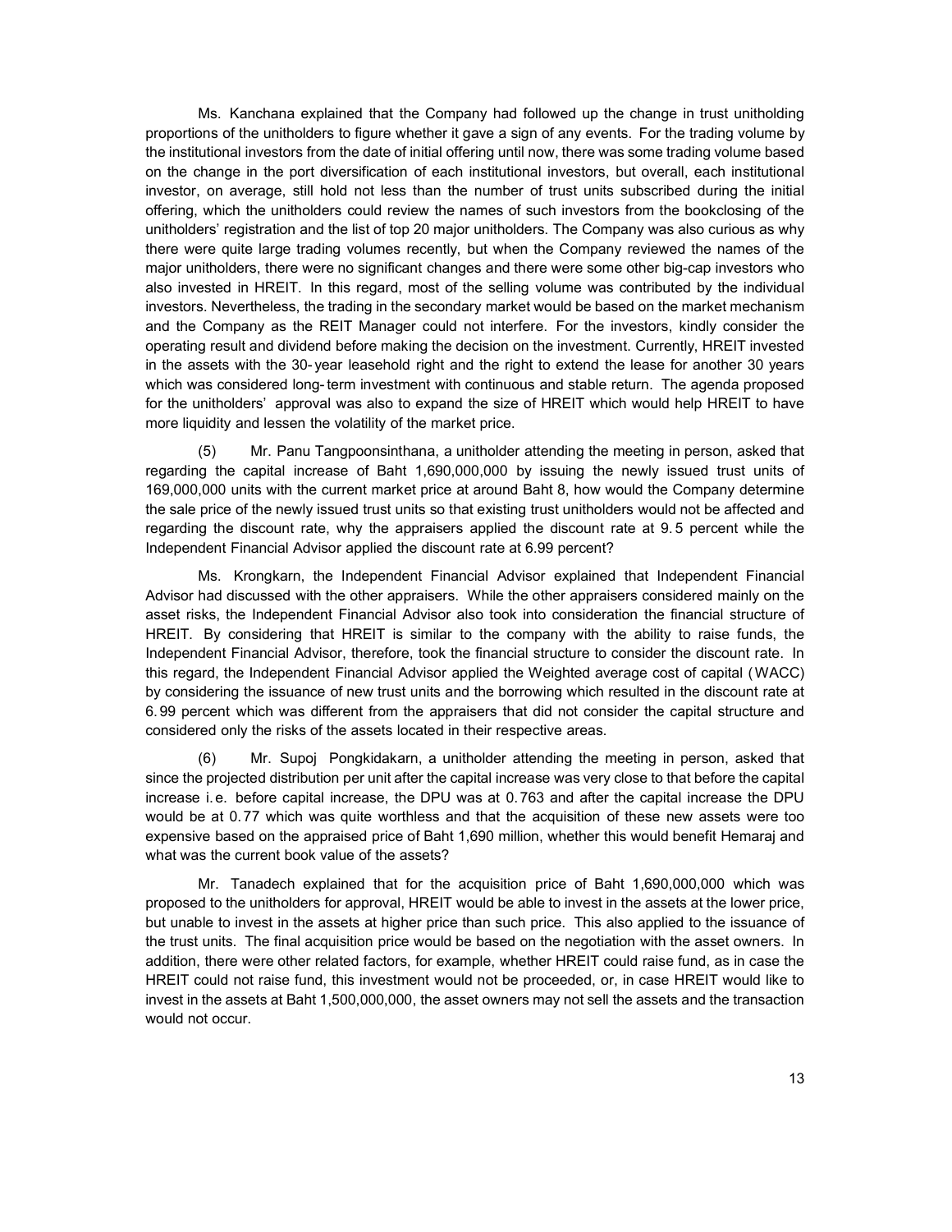Ms. Kanchana explained that the Company had followed up the change in trust unitholding proportions of the unitholders to figure whether it gave a sign of any events. For the trading volume by the institutional investors from the date of initial offering until now, there was some trading volume based on the change in the port diversification of each institutional investors, but overall, each institutional investor, on average, still hold not less than the number of trust units subscribed during the initial offering, which the unitholders could review the names of such investors from the bookclosing of the unitholders' registration and the list of top 20 major unitholders. The Company was also curious as why there were quite large trading volumes recently, but when the Company reviewed the names of the major unitholders, there were no significant changes and there were some other big-cap investors who also invested in HREIT. In this regard, most of the selling volume was contributed by the individual investors. Nevertheless, the trading in the secondary market would be based on the market mechanism and the Company as the REIT Manager could not interfere. For the investors, kindly consider the operating result and dividend before making the decision on the investment. Currently, HREIT invested in the assets with the 30-year leasehold right and the right to extend the lease for another 30 years which was considered long-term investment with continuous and stable return. The agenda proposed for the unitholders' approval was also to expand the size of HREIT which would help HREIT to have more liquidity and lessen the volatility of the market price.

(5) Mr. Panu Tangpoonsinthana, a unitholder attending the meeting in person, asked that regarding the capital increase of Baht 1,690,000,000 by issuing the newly issued trust units of 169,000,000 units with the current market price at around Baht 8, how would the Company determine the sale price of the newly issued trust units so that existing trust unitholders would not be affected and regarding the discount rate, why the appraisers applied the discount rate at 9.5 percent while the Independent Financial Advisor applied the discount rate at 6.99 percent?

Ms. Krongkarn, the Independent Financial Advisor explained that Independent Financial Advisor had discussed with the other appraisers. While the other appraisers considered mainly on the asset risks, the Independent Financial Advisor also took into consideration the financial structure of HREIT. By considering that HREIT is similar to the company with the ability to raise funds, the Independent Financial Advisor, therefore, took the financial structure to consider the discount rate. In this regard, the Independent Financial Advisor applied the Weighted average cost of capital (WACC) by considering the issuance of new trust units and the borrowing which resulted in the discount rate at 6.99 percent which was different from the appraisers that did not consider the capital structure and considered only the risks of the assets located in their respective areas.

(6) Mr. Supoj Pongkidakarn, a unitholder attending the meeting in person, asked that since the projected distribution per unit after the capital increase was very close to that before the capital increase i.e. before capital increase, the DPU was at 0.763 and after the capital increase the DPU would be at 0.77 which was quite worthless and that the acquisition of these new assets were too expensive based on the appraised price of Baht 1,690 million, whether this would benefit Hemaraj and what was the current book value of the assets?

Mr. Tanadech explained that for the acquisition price of Baht 1,690,000,000 which was proposed to the unitholders for approval, HREIT would be able to invest in the assets at the lower price, but unable to invest in the assets at higher price than such price. This also applied to the issuance of the trust units. The final acquisition price would be based on the negotiation with the asset owners. In addition, there were other related factors, for example, whether HREIT could raise fund, as in case the HREIT could not raise fund, this investment would not be proceeded, or, in case HREIT would like to invest in the assets at Baht 1,500,000,000, the asset owners may not sell the assets and the transaction would not occur.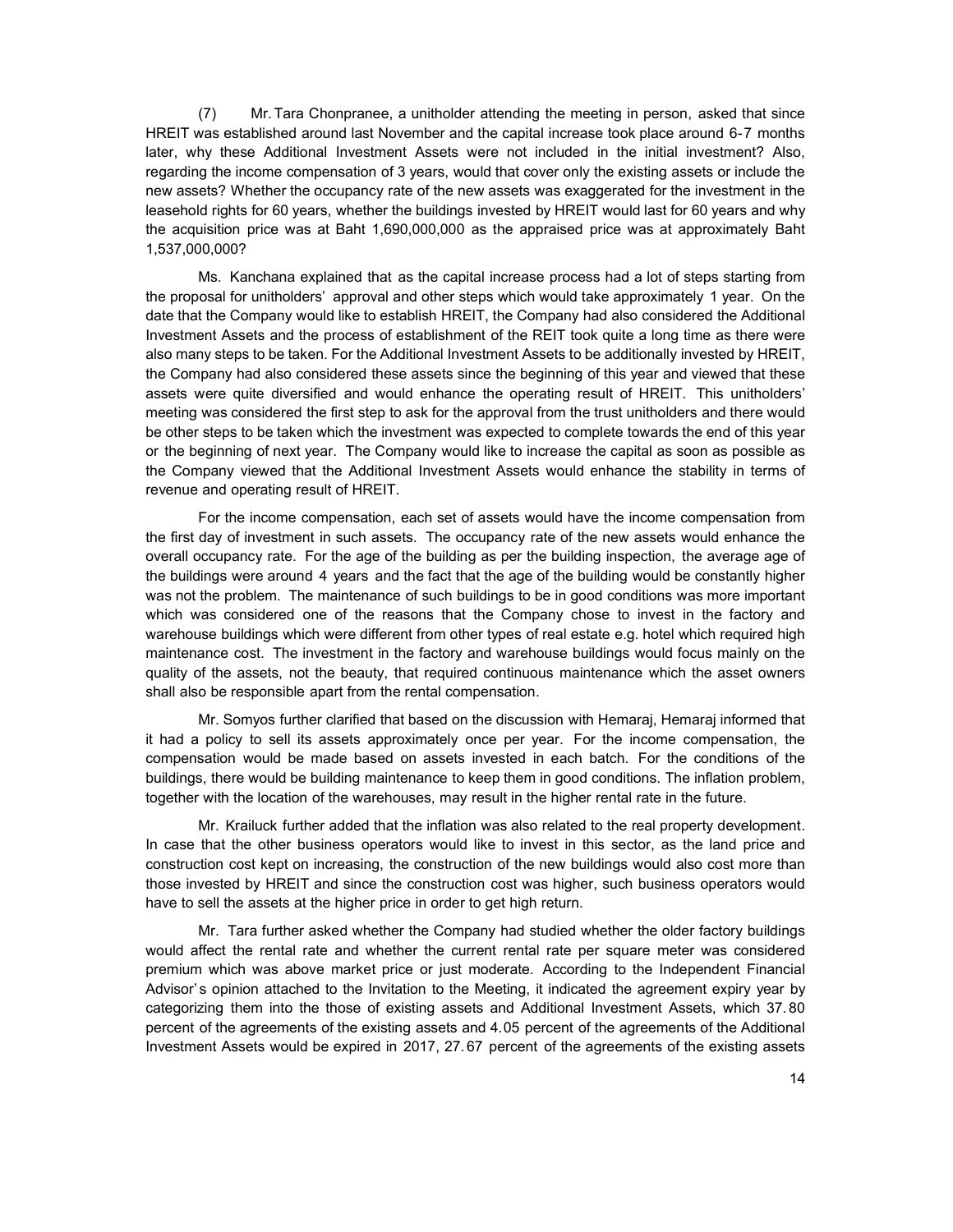(7) Mr. Tara Chonpranee, a unitholder attending the meeting in person, asked that since HREIT was established around last November and the capital increase took place around 6-7 months later, why these Additional Investment Assets were not included in the initial investment? Also, regarding the income compensation of 3 years, would that cover only the existing assets or include the new assets? Whether the occupancy rate of the new assets was exaggerated for the investment in the leasehold rights for 60 years, whether the buildings invested by HREIT would last for 60 years and why the acquisition price was at Baht 1,690,000,000 as the appraised price was at approximately Baht 1,537,000,000?

Ms. Kanchana explained that as the capital increase process had a lot of steps starting from the proposal for unitholders' approval and other steps which would take approximately 1 year. On the date that the Company would like to establish HREIT, the Company had also considered the Additional Investment Assets and the process of establishment of the REIT took quite a long time as there were also many steps to be taken. For the Additional Investment Assets to be additionally invested by HREIT, the Company had also considered these assets since the beginning of this year and viewed that these assets were quite diversified and would enhance the operating result of HREIT. This unitholders' meeting was considered the first step to ask for the approval from the trust unitholders and there would be other steps to be taken which the investment was expected to complete towards the end of this year or the beginning of next year. The Company would like to increase the capital as soon as possible as the Company viewed that the Additional Investment Assets would enhance the stability in terms of revenue and operating result of HREIT.

For the income compensation, each set of assets would have the income compensation from the first day of investment in such assets. The occupancy rate of the new assets would enhance the overall occupancy rate. For the age of the building as per the building inspection, the average age of the buildings were around 4 years and the fact that the age of the building would be constantly higher was not the problem. The maintenance of such buildings to be in good conditions was more important which was considered one of the reasons that the Company chose to invest in the factory and warehouse buildings which were different from other types of real estate e.g. hotel which required high maintenance cost. The investment in the factory and warehouse buildings would focus mainly on the quality of the assets, not the beauty, that required continuous maintenance which the asset owners shall also be responsible apart from the rental compensation.

Mr. Somyos further clarified that based on the discussion with Hemaraj, Hemaraj informed that it had a policy to sell its assets approximately once per year. For the income compensation, the compensation would be made based on assets invested in each batch. For the conditions of the buildings, there would be building maintenance to keep them in good conditions. The inflation problem, together with the location of the warehouses, may result in the higher rental rate in the future.

Mr. Krailuck further added that the inflation was also related to the real property development. In case that the other business operators would like to invest in this sector, as the land price and construction cost kept on increasing, the construction of the new buildings would also cost more than those invested by HREIT and since the construction cost was higher, such business operators would have to sell the assets at the higher price in order to get high return.

Mr. Tara further asked whether the Company had studied whether the older factory buildings would affect the rental rate and whether the current rental rate per square meter was considered premium which was above market price or just moderate. According to the Independent Financial Advisor's opinion attached to the Invitation to the Meeting, it indicated the agreement expiry year by categorizing them into the those of existing assets and Additional Investment Assets, which 37.80 percent of the agreements of the existing assets and 4.05 percent of the agreements of the Additional Investment Assets would be expired in 2017, 27.67 percent of the agreements of the existing assets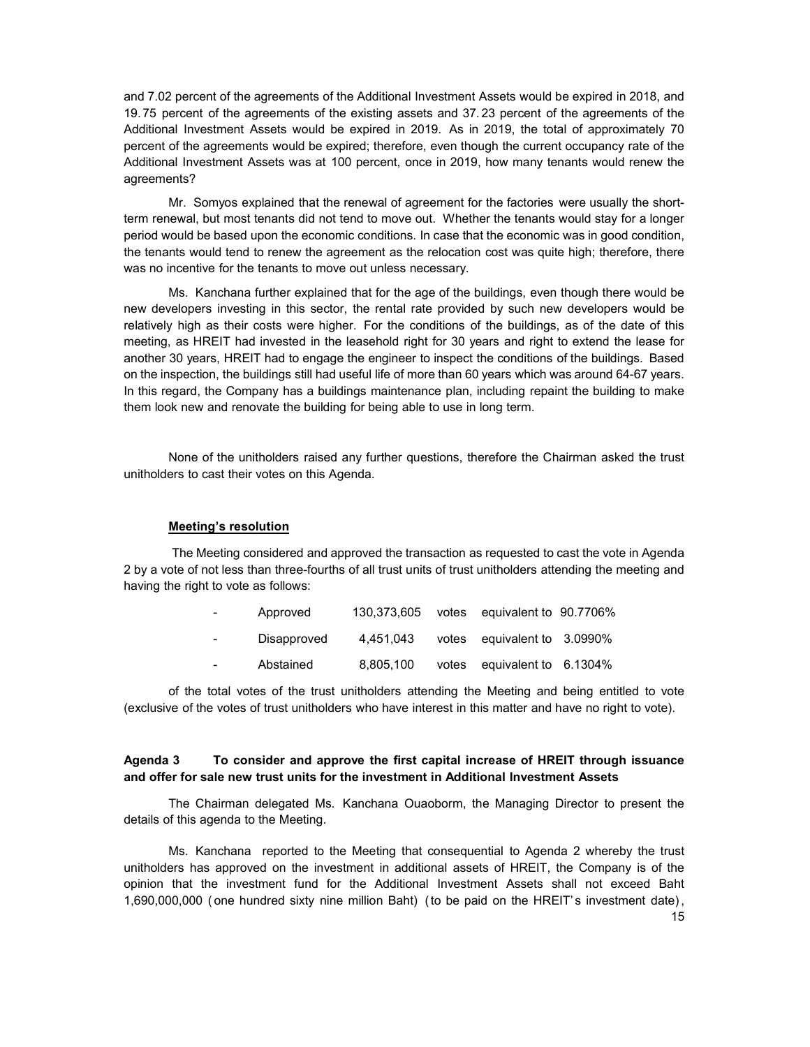and 7.02 percent of the agreements of the Additional Investment Assets would be expired in 2018, and 19.75 percent of the agreements of the existing assets and 37.23 percent of the agreements of the Additional Investment Assets would be expired in 2019. As in 2019, the total of approximately 70 percent of the agreements would be expired; therefore, even though the current occupancy rate of the Additional Investment Assets was at 100 percent, once in 2019, how many tenants would renew the agreements?

Mr. Somyos explained that the renewal of agreement for the factories were usually the short-term renewal, but most tenants did not tend to move out. Whether the tenants would stay for a longer period would be based upon the economic conditions. In case that the economic was in good condition, the tenants would tend to renew the agreement as the relocation cost was quite high; therefore, there was no incentive for the tenants to move out unless necessary.

Ms. Kanchana further explained that for the age of the buildings, even though there would be new developers investing in this sector, the rental rate provided by such new developers would be relatively high as their costs were higher. For the conditions of the buildings, as of the date of this meeting, as HREIT had invested in the leasehold right for 30 years and right to extend the lease for another 30 years, HREIT had to engage the engineer to inspect the conditions of the buildings. Based on the inspection, the buildings still had useful life of more than 60 years which was around 64-67 years. In this regard, the Company has a buildings maintenance plan, including repaint the building to make them look new and renovate the building for being able to use in long term.

None of the unitholders raised any further questions, therefore the Chairman asked the trust unitholders to cast their votes on this Agenda.

**Meeting's resolution**

The Meeting considered and approved the transaction as requested to cast the vote in Agenda 2 by a vote of not less than three-fourths of all trust units of trust unitholders attending the meeting and having the right to vote as follows:

| - | Approved | 130,373,605 | votes | equivalent to | 90.7706% |
|---|---|---|---|---|---|
| - | Disapproved | 4,451,043 | votes | equivalent to | 3.0990% |
| - | Abstained | 8,805,100 | votes | equivalent to | 6.1304% |

of the total votes of the trust unitholders attending the Meeting and being entitled to vote (exclusive of the votes of trust unitholders who have interest in this matter and have no right to vote).

**Agenda 3 To consider and approve the first capital increase of HREIT through issuance and offer for sale new trust units for the investment in Additional Investment Assets**

The Chairman delegated Ms. Kanchana Ouaoborm, the Managing Director to present the details of this agenda to the Meeting.

Ms. Kanchana reported to the Meeting that consequential to Agenda 2 whereby the trust unitholders has approved on the investment in additional assets of HREIT, the Company is of the opinion that the investment fund for the Additional Investment Assets shall not exceed Baht 1,690,000,000 (one hundred sixty nine million Baht) (to be paid on the HREIT's investment date),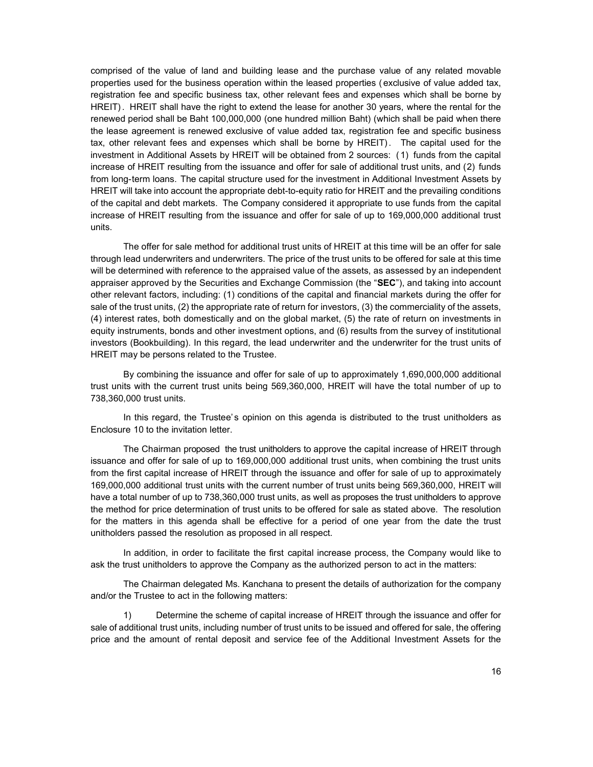comprised of the value of land and building lease and the purchase value of any related movable properties used for the business operation within the leased properties (exclusive of value added tax, registration fee and specific business tax, other relevant fees and expenses which shall be borne by HREIT). HREIT shall have the right to extend the lease for another 30 years, where the rental for the renewed period shall be Baht 100,000,000 (one hundred million Baht) (which shall be paid when there the lease agreement is renewed exclusive of value added tax, registration fee and specific business tax, other relevant fees and expenses which shall be borne by HREIT). The capital used for the investment in Additional Assets by HREIT will be obtained from 2 sources: (1) funds from the capital increase of HREIT resulting from the issuance and offer for sale of additional trust units, and (2) funds from long-term loans. The capital structure used for the investment in Additional Investment Assets by HREIT will take into account the appropriate debt-to-equity ratio for HREIT and the prevailing conditions of the capital and debt markets. The Company considered it appropriate to use funds from the capital increase of HREIT resulting from the issuance and offer for sale of up to 169,000,000 additional trust units.

The offer for sale method for additional trust units of HREIT at this time will be an offer for sale through lead underwriters and underwriters. The price of the trust units to be offered for sale at this time will be determined with reference to the appraised value of the assets, as assessed by an independent appraiser approved by the Securities and Exchange Commission (the "**SEC**"), and taking into account other relevant factors, including: (1) conditions of the capital and financial markets during the offer for sale of the trust units, (2) the appropriate rate of return for investors, (3) the commerciality of the assets, (4) interest rates, both domestically and on the global market, (5) the rate of return on investments in equity instruments, bonds and other investment options, and (6) results from the survey of institutional investors (Bookbuilding). In this regard, the lead underwriter and the underwriter for the trust units of HREIT may be persons related to the Trustee.

By combining the issuance and offer for sale of up to approximately 1,690,000,000 additional trust units with the current trust units being 569,360,000, HREIT will have the total number of up to 738,360,000 trust units.

In this regard, the Trustee's opinion on this agenda is distributed to the trust unitholders as Enclosure 10 to the invitation letter.

The Chairman proposed the trust unitholders to approve the capital increase of HREIT through issuance and offer for sale of up to 169,000,000 additional trust units, when combining the trust units from the first capital increase of HREIT through the issuance and offer for sale of up to approximately 169,000,000 additional trust units with the current number of trust units being 569,360,000, HREIT will have a total number of up to 738,360,000 trust units, as well as proposes the trust unitholders to approve the method for price determination of trust units to be offered for sale as stated above. The resolution for the matters in this agenda shall be effective for a period of one year from the date the trust unitholders passed the resolution as proposed in all respect.

In addition, in order to facilitate the first capital increase process, the Company would like to ask the trust unitholders to approve the Company as the authorized person to act in the matters:

The Chairman delegated Ms. Kanchana to present the details of authorization for the company and/or the Trustee to act in the following matters:

1) Determine the scheme of capital increase of HREIT through the issuance and offer for sale of additional trust units, including number of trust units to be issued and offered for sale, the offering price and the amount of rental deposit and service fee of the Additional Investment Assets for the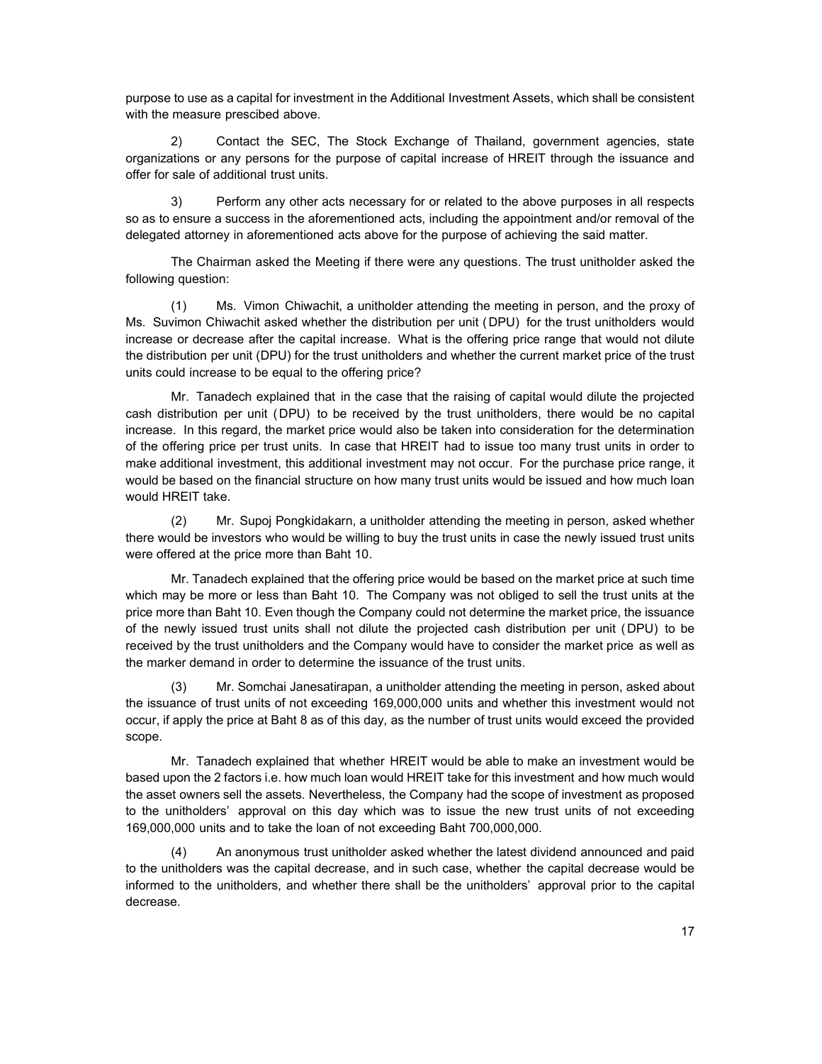purpose to use as a capital for investment in the Additional Investment Assets, which shall be consistent with the measure prescibed above.

2) Contact the SEC, The Stock Exchange of Thailand, government agencies, state organizations or any persons for the purpose of capital increase of HREIT through the issuance and offer for sale of additional trust units.

3) Perform any other acts necessary for or related to the above purposes in all respects so as to ensure a success in the aforementioned acts, including the appointment and/or removal of the delegated attorney in aforementioned acts above for the purpose of achieving the said matter.

The Chairman asked the Meeting if there were any questions. The trust unitholder asked the following question:

(1) Ms. Vimon Chiwachit, a unitholder attending the meeting in person, and the proxy of Ms. Suvimon Chiwachit asked whether the distribution per unit (DPU) for the trust unitholders would increase or decrease after the capital increase. What is the offering price range that would not dilute the distribution per unit (DPU) for the trust unitholders and whether the current market price of the trust units could increase to be equal to the offering price?

Mr. Tanadech explained that in the case that the raising of capital would dilute the projected cash distribution per unit (DPU) to be received by the trust unitholders, there would be no capital increase. In this regard, the market price would also be taken into consideration for the determination of the offering price per trust units. In case that HREIT had to issue too many trust units in order to make additional investment, this additional investment may not occur. For the purchase price range, it would be based on the financial structure on how many trust units would be issued and how much loan would HREIT take.

(2) Mr. Supoj Pongkidakarn, a unitholder attending the meeting in person, asked whether there would be investors who would be willing to buy the trust units in case the newly issued trust units were offered at the price more than Baht 10.

Mr. Tanadech explained that the offering price would be based on the market price at such time which may be more or less than Baht 10. The Company was not obliged to sell the trust units at the price more than Baht 10. Even though the Company could not determine the market price, the issuance of the newly issued trust units shall not dilute the projected cash distribution per unit (DPU) to be received by the trust unitholders and the Company would have to consider the market price as well as the marker demand in order to determine the issuance of the trust units.

(3) Mr. Somchai Janesatirapan, a unitholder attending the meeting in person, asked about the issuance of trust units of not exceeding 169,000,000 units and whether this investment would not occur, if apply the price at Baht 8 as of this day, as the number of trust units would exceed the provided scope.

Mr. Tanadech explained that whether HREIT would be able to make an investment would be based upon the 2 factors i.e. how much loan would HREIT take for this investment and how much would the asset owners sell the assets. Nevertheless, the Company had the scope of investment as proposed to the unitholders' approval on this day which was to issue the new trust units of not exceeding 169,000,000 units and to take the loan of not exceeding Baht 700,000,000.

(4) An anonymous trust unitholder asked whether the latest dividend announced and paid to the unitholders was the capital decrease, and in such case, whether the capital decrease would be informed to the unitholders, and whether there shall be the unitholders' approval prior to the capital decrease.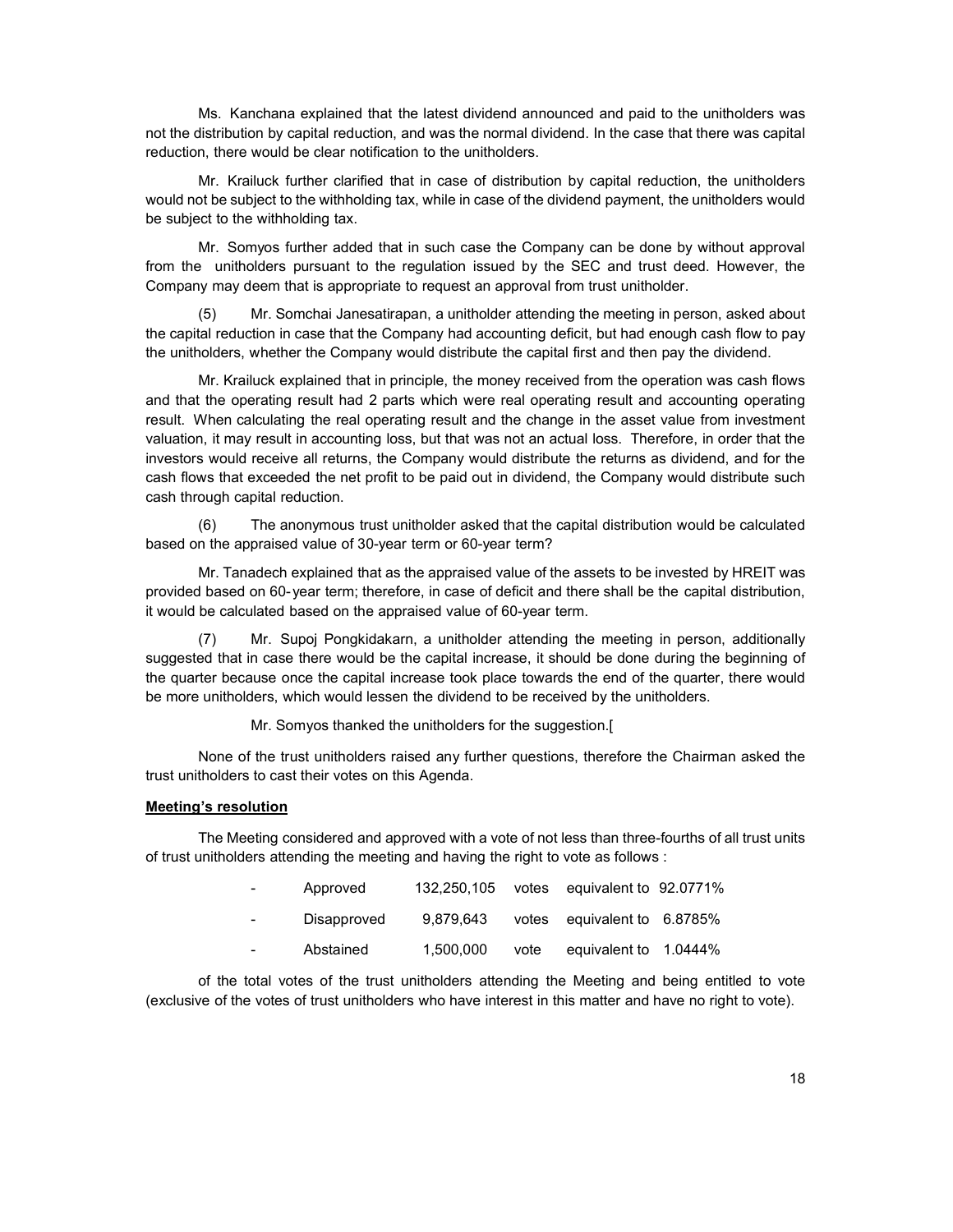Ms. Kanchana explained that the latest dividend announced and paid to the unitholders was not the distribution by capital reduction, and was the normal dividend. In the case that there was capital reduction, there would be clear notification to the unitholders.

Mr. Krailuck further clarified that in case of distribution by capital reduction, the unitholders would not be subject to the withholding tax, while in case of the dividend payment, the unitholders would be subject to the withholding tax.

Mr. Somyos further added that in such case the Company can be done by without approval from the unitholders pursuant to the regulation issued by the SEC and trust deed. However, the Company may deem that is appropriate to request an approval from trust unitholder.

(5) Mr. Somchai Janesatirapan, a unitholder attending the meeting in person, asked about the capital reduction in case that the Company had accounting deficit, but had enough cash flow to pay the unitholders, whether the Company would distribute the capital first and then pay the dividend.

Mr. Krailuck explained that in principle, the money received from the operation was cash flows and that the operating result had 2 parts which were real operating result and accounting operating result. When calculating the real operating result and the change in the asset value from investment valuation, it may result in accounting loss, but that was not an actual loss. Therefore, in order that the investors would receive all returns, the Company would distribute the returns as dividend, and for the cash flows that exceeded the net profit to be paid out in dividend, the Company would distribute such cash through capital reduction.

(6) The anonymous trust unitholder asked that the capital distribution would be calculated based on the appraised value of 30-year term or 60-year term?

Mr. Tanadech explained that as the appraised value of the assets to be invested by HREIT was provided based on 60-year term; therefore, in case of deficit and there shall be the capital distribution, it would be calculated based on the appraised value of 60-year term.

(7) Mr. Supoj Pongkidakarn, a unitholder attending the meeting in person, additionally suggested that in case there would be the capital increase, it should be done during the beginning of the quarter because once the capital increase took place towards the end of the quarter, there would be more unitholders, which would lessen the dividend to be received by the unitholders.

Mr. Somyos thanked the unitholders for the suggestion.[

None of the trust unitholders raised any further questions, therefore the Chairman asked the trust unitholders to cast their votes on this Agenda.

**Meeting's resolution**

The Meeting considered and approved with a vote of not less than three-fourths of all trust units of trust unitholders attending the meeting and having the right to vote as follows :

- Approved 132,250,105 votes equivalent to 92.0771%
- Disapproved 9,879,643 votes equivalent to 6.8785%
- Abstained 1,500,000 vote equivalent to 1.0444%

of the total votes of the trust unitholders attending the Meeting and being entitled to vote (exclusive of the votes of trust unitholders who have interest in this matter and have no right to vote).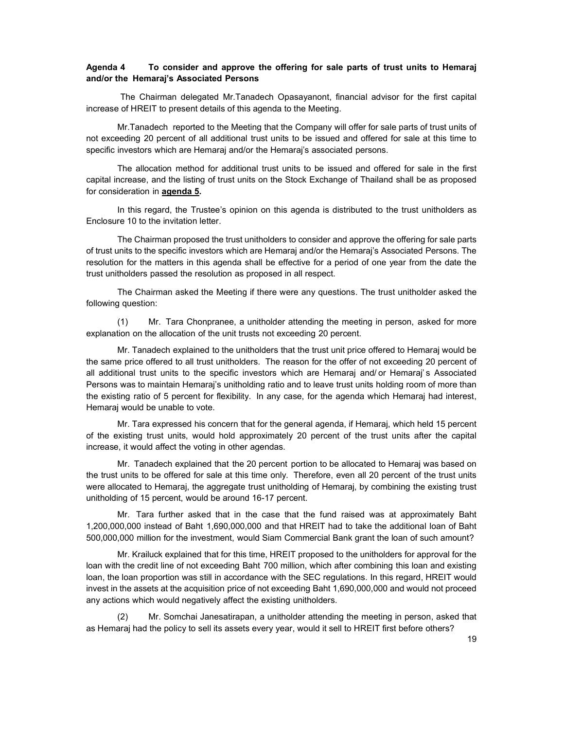**Agenda 4 To consider and approve the offering for sale parts of trust units to Hemaraj and/or the Hemaraj's Associated Persons**

The Chairman delegated Mr.Tanadech Opasayanont, financial advisor for the first capital increase of HREIT to present details of this agenda to the Meeting.

Mr.Tanadech reported to the Meeting that the Company will offer for sale parts of trust units of not exceeding 20 percent of all additional trust units to be issued and offered for sale at this time to specific investors which are Hemaraj and/or the Hemaraj's associated persons.

The allocation method for additional trust units to be issued and offered for sale in the first capital increase, and the listing of trust units on the Stock Exchange of Thailand shall be as proposed for consideration in **agenda 5.**

In this regard, the Trustee's opinion on this agenda is distributed to the trust unitholders as Enclosure 10 to the invitation letter.

The Chairman proposed the trust unitholders to consider and approve the offering for sale parts of trust units to the specific investors which are Hemaraj and/or the Hemaraj's Associated Persons. The resolution for the matters in this agenda shall be effective for a period of one year from the date the trust unitholders passed the resolution as proposed in all respect.

The Chairman asked the Meeting if there were any questions. The trust unitholder asked the following question:

(1) Mr. Tara Chonpranee, a unitholder attending the meeting in person, asked for more explanation on the allocation of the unit trusts not exceeding 20 percent.

Mr. Tanadech explained to the unitholders that the trust unit price offered to Hemaraj would be the same price offered to all trust unitholders. The reason for the offer of not exceeding 20 percent of all additional trust units to the specific investors which are Hemaraj and/ or Hemaraj's Associated Persons was to maintain Hemaraj's unitholding ratio and to leave trust units holding room of more than the existing ratio of 5 percent for flexibility. In any case, for the agenda which Hemaraj had interest, Hemaraj would be unable to vote.

Mr. Tara expressed his concern that for the general agenda, if Hemaraj, which held 15 percent of the existing trust units, would hold approximately 20 percent of the trust units after the capital increase, it would affect the voting in other agendas.

Mr. Tanadech explained that the 20 percent portion to be allocated to Hemaraj was based on the trust units to be offered for sale at this time only. Therefore, even all 20 percent of the trust units were allocated to Hemaraj, the aggregate trust unitholding of Hemaraj, by combining the existing trust unitholding of 15 percent, would be around 16-17 percent.

Mr. Tara further asked that in the case that the fund raised was at approximately Baht 1,200,000,000 instead of Baht 1,690,000,000 and that HREIT had to take the additional loan of Baht 500,000,000 million for the investment, would Siam Commercial Bank grant the loan of such amount?

Mr. Krailuck explained that for this time, HREIT proposed to the unitholders for approval for the loan with the credit line of not exceeding Baht 700 million, which after combining this loan and existing loan, the loan proportion was still in accordance with the SEC regulations. In this regard, HREIT would invest in the assets at the acquisition price of not exceeding Baht 1,690,000,000 and would not proceed any actions which would negatively affect the existing unitholders.

(2) Mr. Somchai Janesatirapan, a unitholder attending the meeting in person, asked that as Hemaraj had the policy to sell its assets every year, would it sell to HREIT first before others?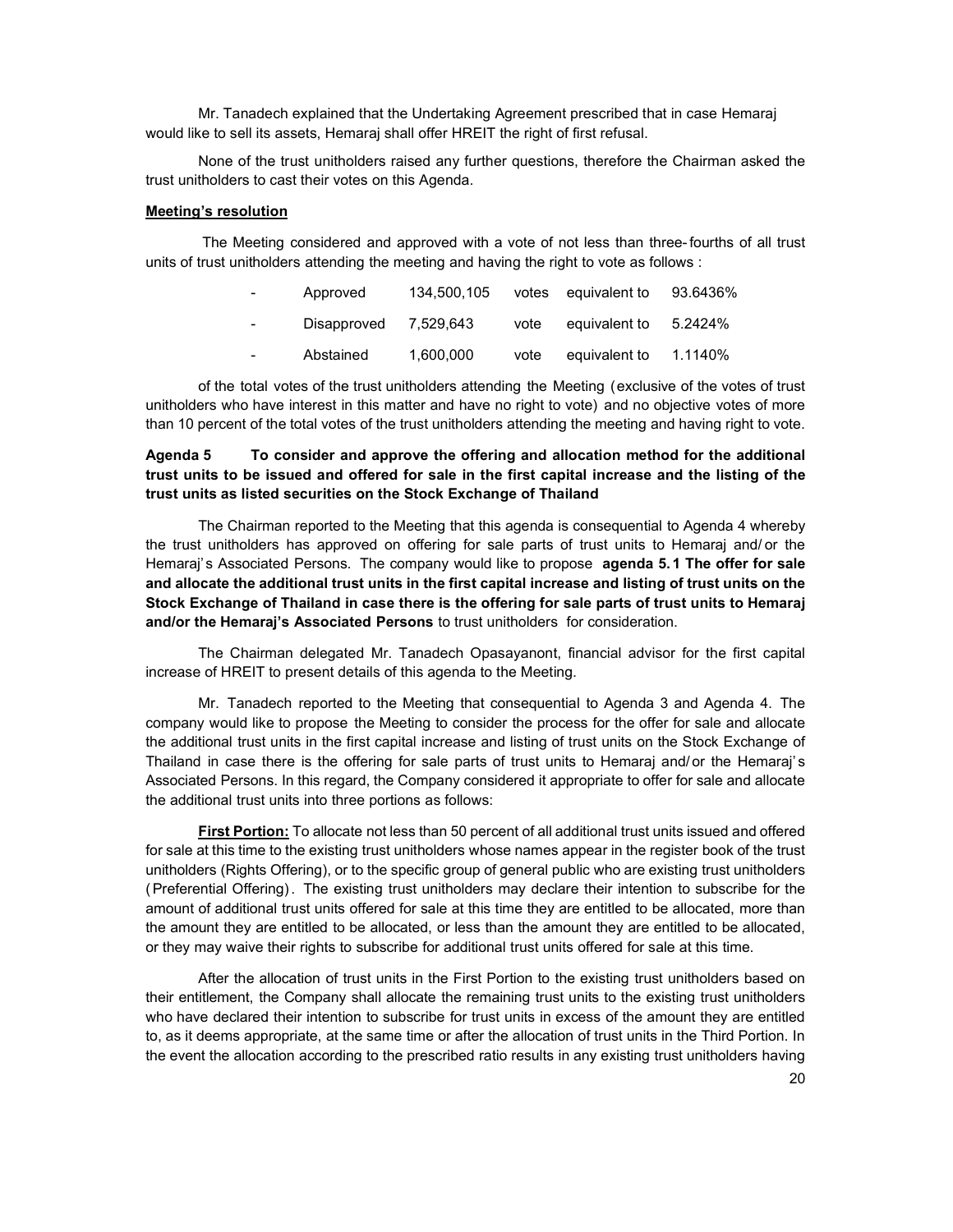Mr. Tanadech explained that the Undertaking Agreement prescribed that in case Hemaraj would like to sell its assets, Hemaraj shall offer HREIT the right of first refusal.

None of the trust unitholders raised any further questions, therefore the Chairman asked the trust unitholders to cast their votes on this Agenda.

**Meeting's resolution**

The Meeting considered and approved with a vote of not less than three-fourths of all trust units of trust unitholders attending the meeting and having the right to vote as follows :

| | | | | | |
|---|---|---|---|---|---|
| - | Approved | 134,500,105 | votes | equivalent to | 93.6436% |
| - | Disapproved | 7,529,643 | vote | equivalent to | 5.2424% |
| - | Abstained | 1,600,000 | vote | equivalent to | 1.1140% |

of the total votes of the trust unitholders attending the Meeting (exclusive of the votes of trust unitholders who have interest in this matter and have no right to vote) and no objective votes of more than 10 percent of the total votes of the trust unitholders attending the meeting and having right to vote.

**Agenda 5 To consider and approve the offering and allocation method for the additional trust units to be issued and offered for sale in the first capital increase and the listing of the trust units as listed securities on the Stock Exchange of Thailand**

The Chairman reported to the Meeting that this agenda is consequential to Agenda 4 whereby the trust unitholders has approved on offering for sale parts of trust units to Hemaraj and/or the Hemaraj's Associated Persons. The company would like to propose **agenda 5.1 The offer for sale and allocate the additional trust units in the first capital increase and listing of trust units on the Stock Exchange of Thailand in case there is the offering for sale parts of trust units to Hemaraj and/or the Hemaraj's Associated Persons** to trust unitholders for consideration.

The Chairman delegated Mr. Tanadech Opasayanont, financial advisor for the first capital increase of HREIT to present details of this agenda to the Meeting.

Mr. Tanadech reported to the Meeting that consequential to Agenda 3 and Agenda 4. The company would like to propose the Meeting to consider the process for the offer for sale and allocate the additional trust units in the first capital increase and listing of trust units on the Stock Exchange of Thailand in case there is the offering for sale parts of trust units to Hemaraj and/or the Hemaraj's Associated Persons. In this regard, the Company considered it appropriate to offer for sale and allocate the additional trust units into three portions as follows:

**First Portion:** To allocate not less than 50 percent of all additional trust units issued and offered for sale at this time to the existing trust unitholders whose names appear in the register book of the trust unitholders (Rights Offering), or to the specific group of general public who are existing trust unitholders (Preferential Offering). The existing trust unitholders may declare their intention to subscribe for the amount of additional trust units offered for sale at this time they are entitled to be allocated, more than the amount they are entitled to be allocated, or less than the amount they are entitled to be allocated, or they may waive their rights to subscribe for additional trust units offered for sale at this time.

After the allocation of trust units in the First Portion to the existing trust unitholders based on their entitlement, the Company shall allocate the remaining trust units to the existing trust unitholders who have declared their intention to subscribe for trust units in excess of the amount they are entitled to, as it deems appropriate, at the same time or after the allocation of trust units in the Third Portion. In the event the allocation according to the prescribed ratio results in any existing trust unitholders having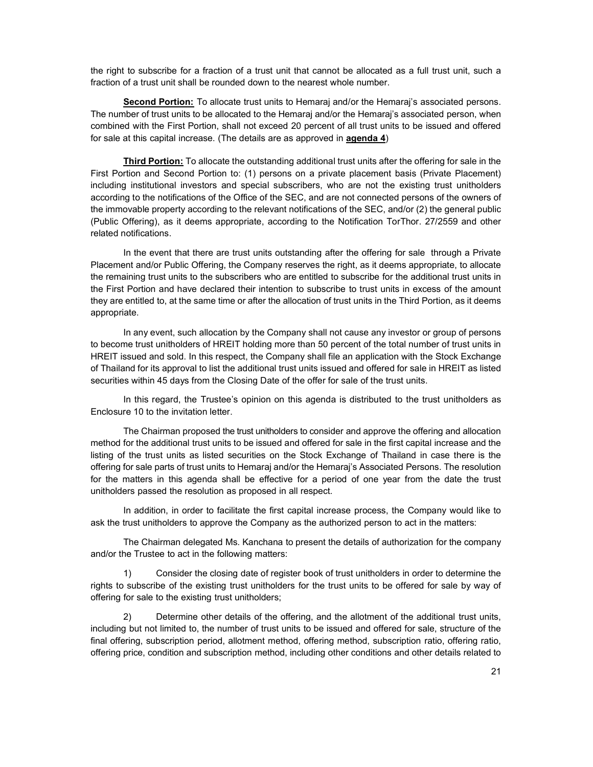the right to subscribe for a fraction of a trust unit that cannot be allocated as a full trust unit, such a fraction of a trust unit shall be rounded down to the nearest whole number.

**Second Portion:** To allocate trust units to Hemaraj and/or the Hemaraj's associated persons. The number of trust units to be allocated to the Hemaraj and/or the Hemaraj's associated person, when combined with the First Portion, shall not exceed 20 percent of all trust units to be issued and offered for sale at this capital increase. (The details are as approved in **agenda 4**)

**Third Portion:** To allocate the outstanding additional trust units after the offering for sale in the First Portion and Second Portion to: (1) persons on a private placement basis (Private Placement) including institutional investors and special subscribers, who are not the existing trust unitholders according to the notifications of the Office of the SEC, and are not connected persons of the owners of the immovable property according to the relevant notifications of the SEC, and/or (2) the general public (Public Offering), as it deems appropriate, according to the Notification TorThor. 27/2559 and other related notifications.

In the event that there are trust units outstanding after the offering for sale through a Private Placement and/or Public Offering, the Company reserves the right, as it deems appropriate, to allocate the remaining trust units to the subscribers who are entitled to subscribe for the additional trust units in the First Portion and have declared their intention to subscribe to trust units in excess of the amount they are entitled to, at the same time or after the allocation of trust units in the Third Portion, as it deems appropriate.

In any event, such allocation by the Company shall not cause any investor or group of persons to become trust unitholders of HREIT holding more than 50 percent of the total number of trust units in HREIT issued and sold. In this respect, the Company shall file an application with the Stock Exchange of Thailand for its approval to list the additional trust units issued and offered for sale in HREIT as listed securities within 45 days from the Closing Date of the offer for sale of the trust units.

In this regard, the Trustee's opinion on this agenda is distributed to the trust unitholders as Enclosure 10 to the invitation letter.

The Chairman proposed the trust unitholders to consider and approve the offering and allocation method for the additional trust units to be issued and offered for sale in the first capital increase and the listing of the trust units as listed securities on the Stock Exchange of Thailand in case there is the offering for sale parts of trust units to Hemaraj and/or the Hemaraj's Associated Persons. The resolution for the matters in this agenda shall be effective for a period of one year from the date the trust unitholders passed the resolution as proposed in all respect.

In addition, in order to facilitate the first capital increase process, the Company would like to ask the trust unitholders to approve the Company as the authorized person to act in the matters:

The Chairman delegated Ms. Kanchana to present the details of authorization for the company and/or the Trustee to act in the following matters:

1) Consider the closing date of register book of trust unitholders in order to determine the rights to subscribe of the existing trust unitholders for the trust units to be offered for sale by way of offering for sale to the existing trust unitholders;

2) Determine other details of the offering, and the allotment of the additional trust units, including but not limited to, the number of trust units to be issued and offered for sale, structure of the final offering, subscription period, allotment method, offering method, subscription ratio, offering ratio, offering price, condition and subscription method, including other conditions and other details related to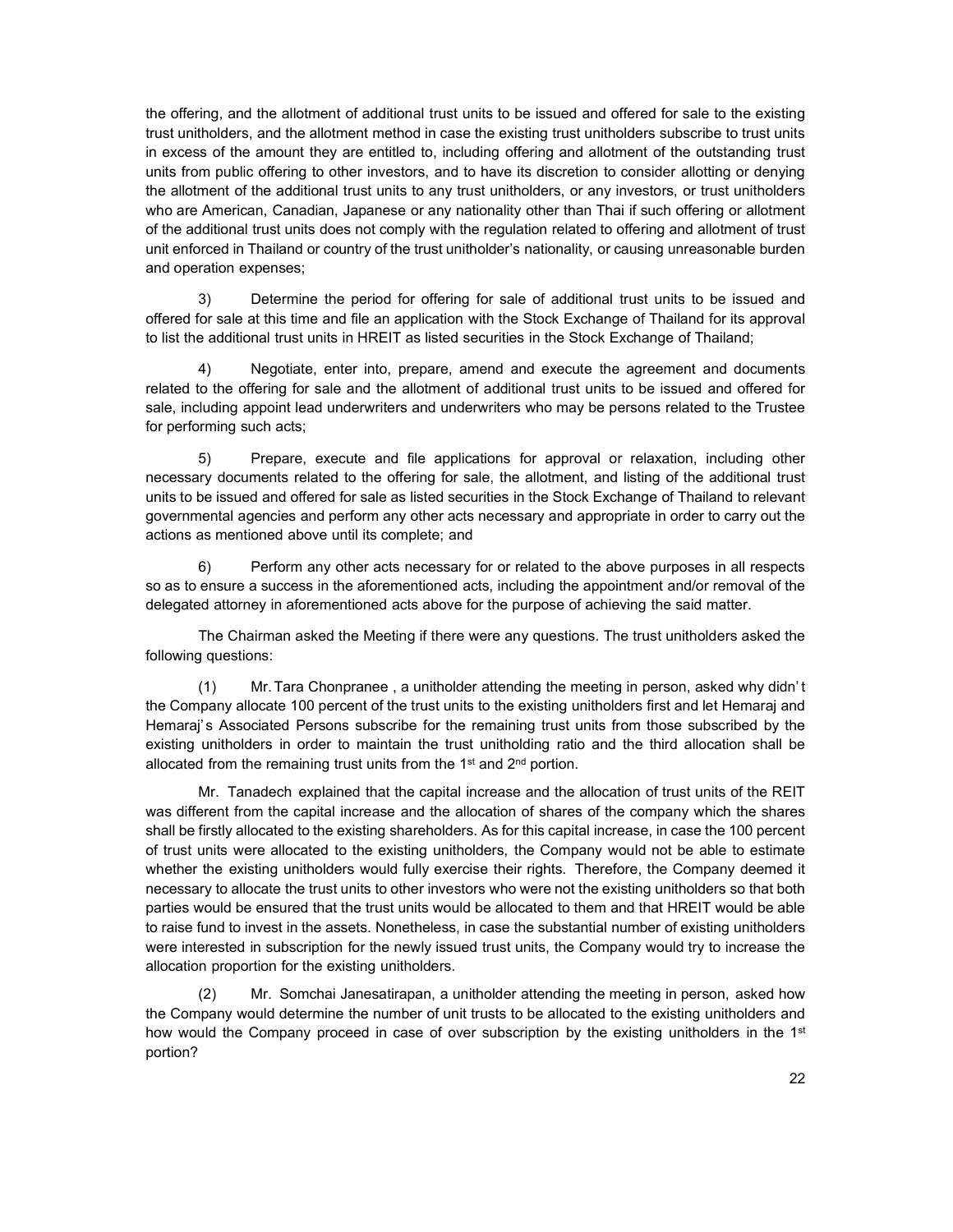the offering, and the allotment of additional trust units to be issued and offered for sale to the existing trust unitholders, and the allotment method in case the existing trust unitholders subscribe to trust units in excess of the amount they are entitled to, including offering and allotment of the outstanding trust units from public offering to other investors, and to have its discretion to consider allotting or denying the allotment of the additional trust units to any trust unitholders, or any investors, or trust unitholders who are American, Canadian, Japanese or any nationality other than Thai if such offering or allotment of the additional trust units does not comply with the regulation related to offering and allotment of trust unit enforced in Thailand or country of the trust unitholder's nationality, or causing unreasonable burden and operation expenses;

3) Determine the period for offering for sale of additional trust units to be issued and offered for sale at this time and file an application with the Stock Exchange of Thailand for its approval to list the additional trust units in HREIT as listed securities in the Stock Exchange of Thailand;

4) Negotiate, enter into, prepare, amend and execute the agreement and documents related to the offering for sale and the allotment of additional trust units to be issued and offered for sale, including appoint lead underwriters and underwriters who may be persons related to the Trustee for performing such acts;

5) Prepare, execute and file applications for approval or relaxation, including other necessary documents related to the offering for sale, the allotment, and listing of the additional trust units to be issued and offered for sale as listed securities in the Stock Exchange of Thailand to relevant governmental agencies and perform any other acts necessary and appropriate in order to carry out the actions as mentioned above until its complete; and

6) Perform any other acts necessary for or related to the above purposes in all respects so as to ensure a success in the aforementioned acts, including the appointment and/or removal of the delegated attorney in aforementioned acts above for the purpose of achieving the said matter.

The Chairman asked the Meeting if there were any questions. The trust unitholders asked the following questions:

(1) Mr. Tara Chonpranee , a unitholder attending the meeting in person, asked why didn't the Company allocate 100 percent of the trust units to the existing unitholders first and let Hemaraj and Hemaraj's Associated Persons subscribe for the remaining trust units from those subscribed by the existing unitholders in order to maintain the trust unitholding ratio and the third allocation shall be allocated from the remaining trust units from the 1st and 2nd portion.

Mr. Tanadech explained that the capital increase and the allocation of trust units of the REIT was different from the capital increase and the allocation of shares of the company which the shares shall be firstly allocated to the existing shareholders. As for this capital increase, in case the 100 percent of trust units were allocated to the existing unitholders, the Company would not be able to estimate whether the existing unitholders would fully exercise their rights. Therefore, the Company deemed it necessary to allocate the trust units to other investors who were not the existing unitholders so that both parties would be ensured that the trust units would be allocated to them and that HREIT would be able to raise fund to invest in the assets. Nonetheless, in case the substantial number of existing unitholders were interested in subscription for the newly issued trust units, the Company would try to increase the allocation proportion for the existing unitholders.

(2) Mr. Somchai Janesatirapan, a unitholder attending the meeting in person, asked how the Company would determine the number of unit trusts to be allocated to the existing unitholders and how would the Company proceed in case of over subscription by the existing unitholders in the 1st portion?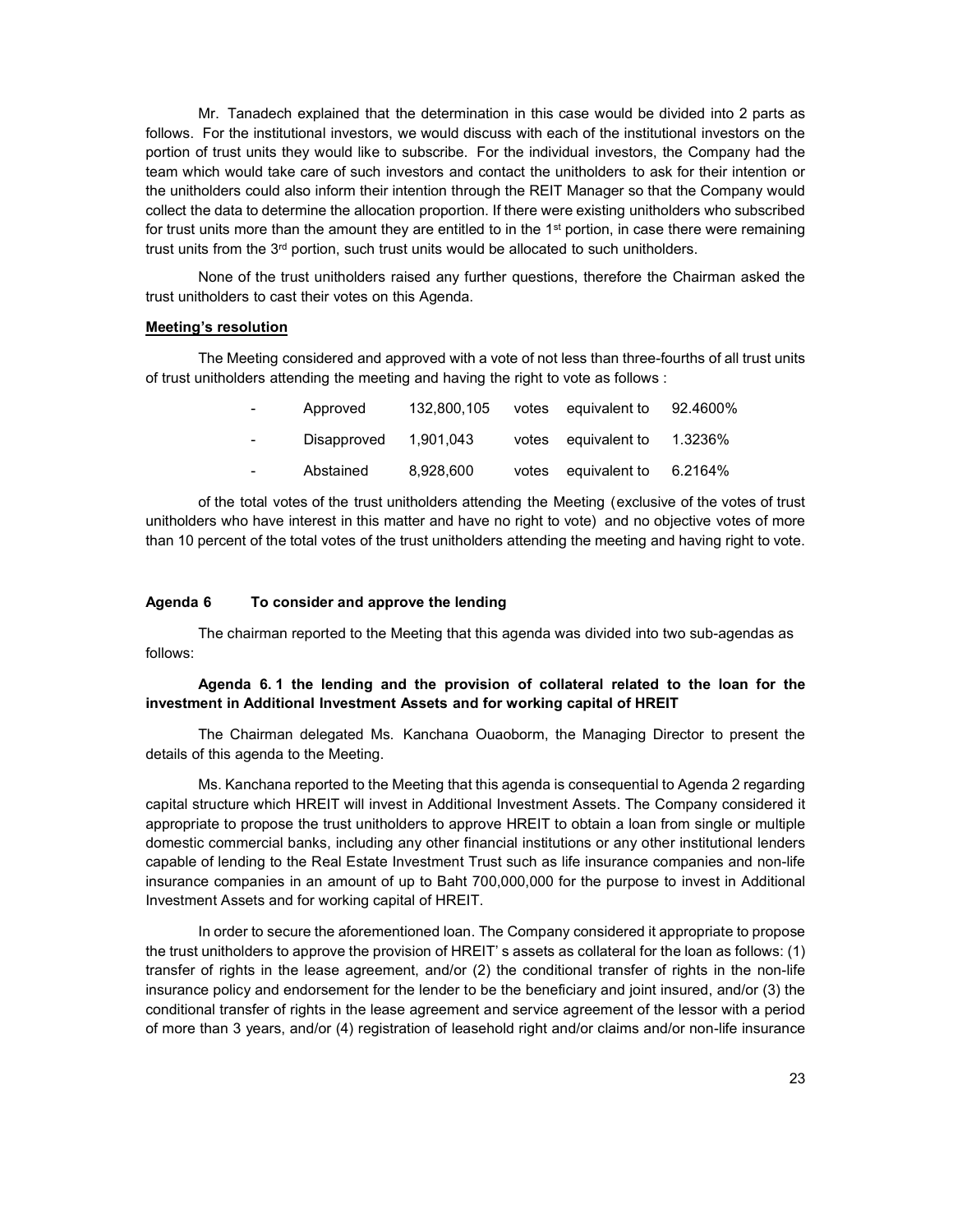Mr. Tanadech explained that the determination in this case would be divided into 2 parts as follows. For the institutional investors, we would discuss with each of the institutional investors on the portion of trust units they would like to subscribe. For the individual investors, the Company had the team which would take care of such investors and contact the unitholders to ask for their intention or the unitholders could also inform their intention through the REIT Manager so that the Company would collect the data to determine the allocation proportion. If there were existing unitholders who subscribed for trust units more than the amount they are entitled to in the 1st portion, in case there were remaining trust units from the 3rd portion, such trust units would be allocated to such unitholders.

None of the trust unitholders raised any further questions, therefore the Chairman asked the trust unitholders to cast their votes on this Agenda.

**Meeting's resolution**

The Meeting considered and approved with a vote of not less than three-fourths of all trust units of trust unitholders attending the meeting and having the right to vote as follows :

- Approved 132,800,105 votes equivalent to 92.4600%
- Disapproved 1,901,043 votes equivalent to 1.3236%
- Abstained 8,928,600 votes equivalent to 6.2164%

of the total votes of the trust unitholders attending the Meeting (exclusive of the votes of trust unitholders who have interest in this matter and have no right to vote) and no objective votes of more than 10 percent of the total votes of the trust unitholders attending the meeting and having right to vote.

**Agenda 6 To consider and approve the lending**

The chairman reported to the Meeting that this agenda was divided into two sub-agendas as follows:

**Agenda 6.1 the lending and the provision of collateral related to the loan for the investment in Additional Investment Assets and for working capital of HREIT**

The Chairman delegated Ms. Kanchana Ouaoborm, the Managing Director to present the details of this agenda to the Meeting.

Ms. Kanchana reported to the Meeting that this agenda is consequential to Agenda 2 regarding capital structure which HREIT will invest in Additional Investment Assets. The Company considered it appropriate to propose the trust unitholders to approve HREIT to obtain a loan from single or multiple domestic commercial banks, including any other financial institutions or any other institutional lenders capable of lending to the Real Estate Investment Trust such as life insurance companies and non-life insurance companies in an amount of up to Baht 700,000,000 for the purpose to invest in Additional Investment Assets and for working capital of HREIT.

In order to secure the aforementioned loan. The Company considered it appropriate to propose the trust unitholders to approve the provision of HREIT' s assets as collateral for the loan as follows: (1) transfer of rights in the lease agreement, and/or (2) the conditional transfer of rights in the non-life insurance policy and endorsement for the lender to be the beneficiary and joint insured, and/or (3) the conditional transfer of rights in the lease agreement and service agreement of the lessor with a period of more than 3 years, and/or (4) registration of leasehold right and/or claims and/or non-life insurance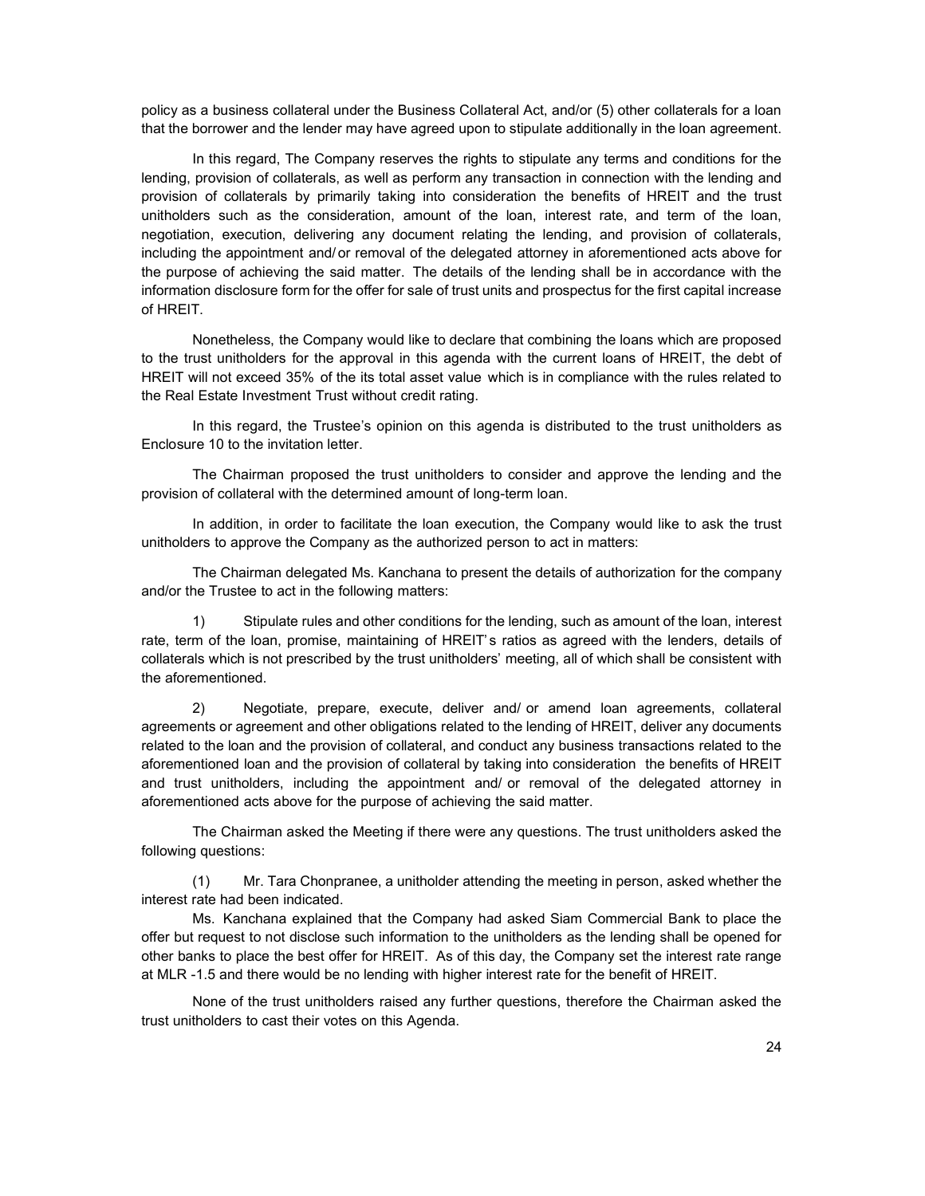policy as a business collateral under the Business Collateral Act, and/or (5) other collaterals for a loan that the borrower and the lender may have agreed upon to stipulate additionally in the loan agreement.

In this regard, The Company reserves the rights to stipulate any terms and conditions for the lending, provision of collaterals, as well as perform any transaction in connection with the lending and provision of collaterals by primarily taking into consideration the benefits of HREIT and the trust unitholders such as the consideration, amount of the loan, interest rate, and term of the loan, negotiation, execution, delivering any document relating the lending, and provision of collaterals, including the appointment and/or removal of the delegated attorney in aforementioned acts above for the purpose of achieving the said matter. The details of the lending shall be in accordance with the information disclosure form for the offer for sale of trust units and prospectus for the first capital increase of HREIT.

Nonetheless, the Company would like to declare that combining the loans which are proposed to the trust unitholders for the approval in this agenda with the current loans of HREIT, the debt of HREIT will not exceed 35% of the its total asset value which is in compliance with the rules related to the Real Estate Investment Trust without credit rating.

In this regard, the Trustee's opinion on this agenda is distributed to the trust unitholders as Enclosure 10 to the invitation letter.

The Chairman proposed the trust unitholders to consider and approve the lending and the provision of collateral with the determined amount of long-term loan.

In addition, in order to facilitate the loan execution, the Company would like to ask the trust unitholders to approve the Company as the authorized person to act in matters:

The Chairman delegated Ms. Kanchana to present the details of authorization for the company and/or the Trustee to act in the following matters:

1) Stipulate rules and other conditions for the lending, such as amount of the loan, interest rate, term of the loan, promise, maintaining of HREIT's ratios as agreed with the lenders, details of collaterals which is not prescribed by the trust unitholders' meeting, all of which shall be consistent with the aforementioned.

2) Negotiate, prepare, execute, deliver and/or amend loan agreements, collateral agreements or agreement and other obligations related to the lending of HREIT, deliver any documents related to the loan and the provision of collateral, and conduct any business transactions related to the aforementioned loan and the provision of collateral by taking into consideration the benefits of HREIT and trust unitholders, including the appointment and/or removal of the delegated attorney in aforementioned acts above for the purpose of achieving the said matter.

The Chairman asked the Meeting if there were any questions. The trust unitholders asked the following questions:

(1) Mr. Tara Chonpranee, a unitholder attending the meeting in person, asked whether the interest rate had been indicated.

Ms. Kanchana explained that the Company had asked Siam Commercial Bank to place the offer but request to not disclose such information to the unitholders as the lending shall be opened for other banks to place the best offer for HREIT. As of this day, the Company set the interest rate range at MLR -1.5 and there would be no lending with higher interest rate for the benefit of HREIT.

None of the trust unitholders raised any further questions, therefore the Chairman asked the trust unitholders to cast their votes on this Agenda.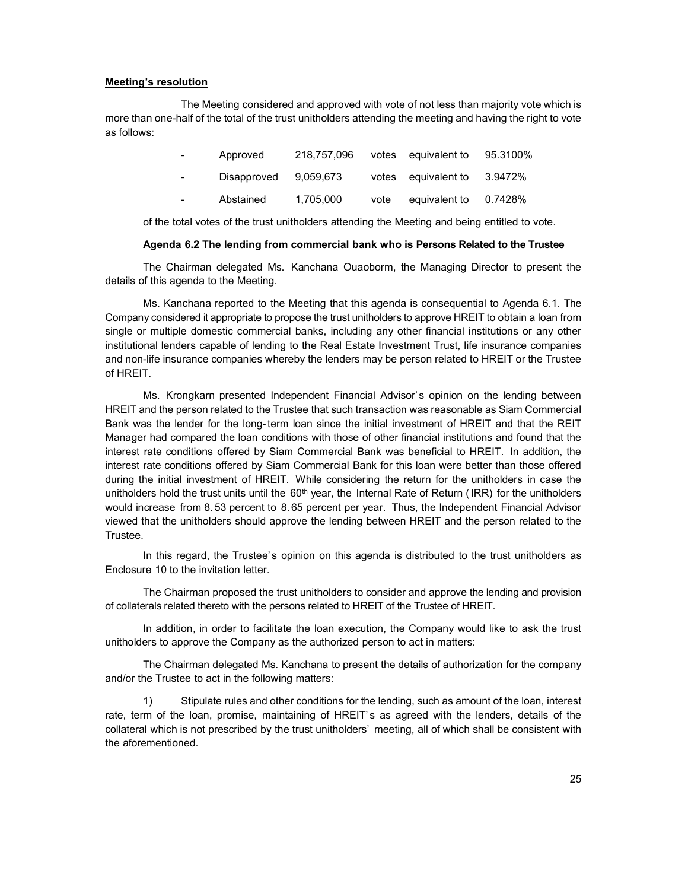**Meeting's resolution**

The Meeting considered and approved with vote of not less than majority vote which is more than one-half of the total of the trust unitholders attending the meeting and having the right to vote as follows:

| | | | | | |
|---|---|---|---|---|---|
| - | Approved | 218,757,096 | votes | equivalent to | 95.3100% |
| - | Disapproved | 9,059,673 | votes | equivalent to | 3.9472% |
| - | Abstained | 1,705,000 | vote | equivalent to | 0.7428% |

of the total votes of the trust unitholders attending the Meeting and being entitled to vote.

**Agenda 6.2 The lending from commercial bank who is Persons Related to the Trustee**

The Chairman delegated Ms. Kanchana Ouaoborm, the Managing Director to present the details of this agenda to the Meeting.

Ms. Kanchana reported to the Meeting that this agenda is consequential to Agenda 6.1. The Company considered it appropriate to propose the trust unitholders to approve HREIT to obtain a loan from single or multiple domestic commercial banks, including any other financial institutions or any other institutional lenders capable of lending to the Real Estate Investment Trust, life insurance companies and non-life insurance companies whereby the lenders may be person related to HREIT or the Trustee of HREIT.

Ms. Krongkarn presented Independent Financial Advisor's opinion on the lending between HREIT and the person related to the Trustee that such transaction was reasonable as Siam Commercial Bank was the lender for the long-term loan since the initial investment of HREIT and that the REIT Manager had compared the loan conditions with those of other financial institutions and found that the interest rate conditions offered by Siam Commercial Bank was beneficial to HREIT. In addition, the interest rate conditions offered by Siam Commercial Bank for this loan were better than those offered during the initial investment of HREIT. While considering the return for the unitholders in case the unitholders hold the trust units until the 60th year, the Internal Rate of Return (IRR) for the unitholders would increase from 8.53 percent to 8.65 percent per year. Thus, the Independent Financial Advisor viewed that the unitholders should approve the lending between HREIT and the person related to the Trustee.

In this regard, the Trustee's opinion on this agenda is distributed to the trust unitholders as Enclosure 10 to the invitation letter.

The Chairman proposed the trust unitholders to consider and approve the lending and provision of collaterals related thereto with the persons related to HREIT of the Trustee of HREIT.

In addition, in order to facilitate the loan execution, the Company would like to ask the trust unitholders to approve the Company as the authorized person to act in matters:

The Chairman delegated Ms. Kanchana to present the details of authorization for the company and/or the Trustee to act in the following matters:

1) Stipulate rules and other conditions for the lending, such as amount of the loan, interest rate, term of the loan, promise, maintaining of HREIT's as agreed with the lenders, details of the collateral which is not prescribed by the trust unitholders' meeting, all of which shall be consistent with the aforementioned.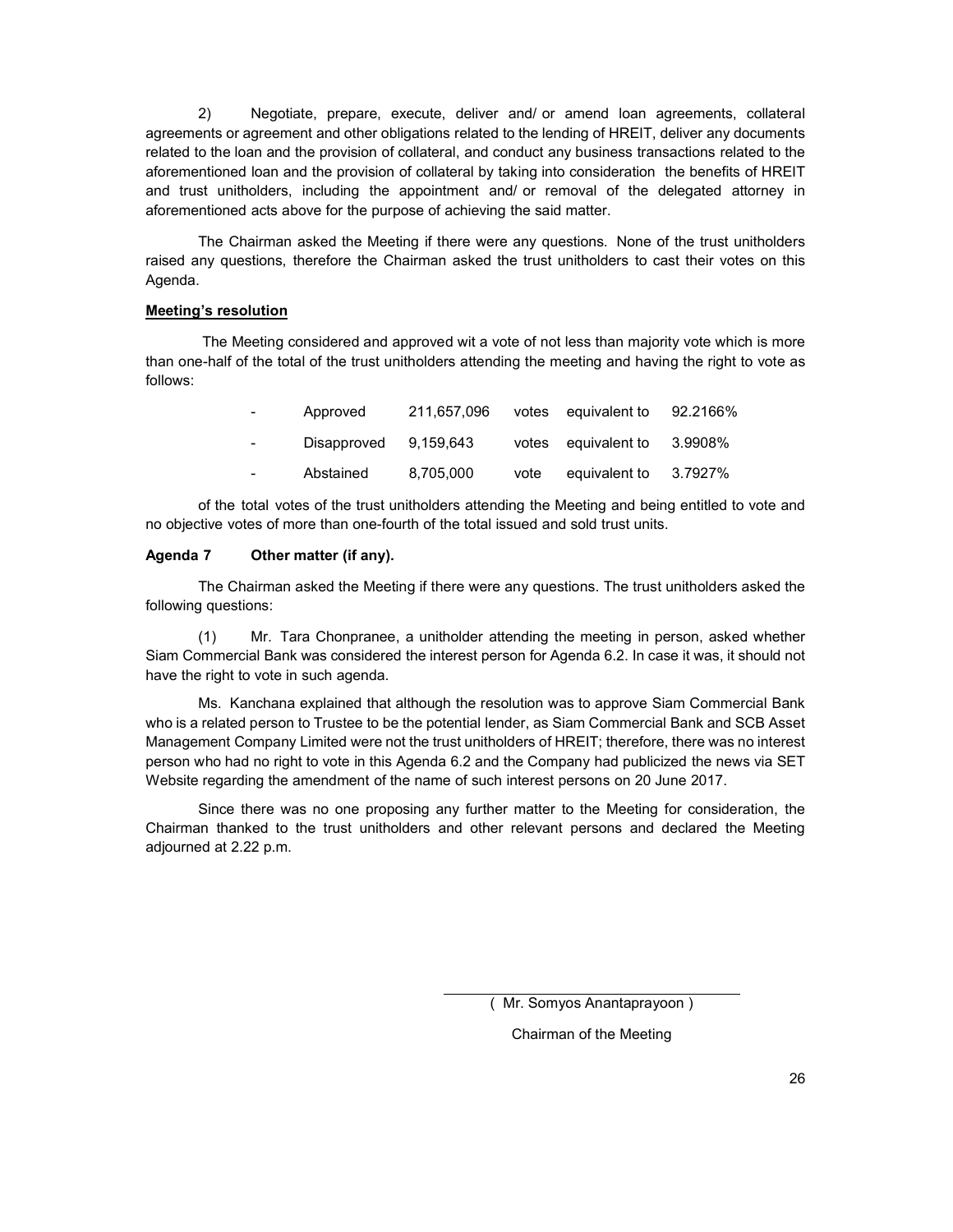2) Negotiate, prepare, execute, deliver and/ or amend loan agreements, collateral agreements or agreement and other obligations related to the lending of HREIT, deliver any documents related to the loan and the provision of collateral, and conduct any business transactions related to the aforementioned loan and the provision of collateral by taking into consideration the benefits of HREIT and trust unitholders, including the appointment and/ or removal of the delegated attorney in aforementioned acts above for the purpose of achieving the said matter.

The Chairman asked the Meeting if there were any questions. None of the trust unitholders raised any questions, therefore the Chairman asked the trust unitholders to cast their votes on this Agenda.

**Meeting's resolution**

The Meeting considered and approved wit a vote of not less than majority vote which is more than one-half of the total of the trust unitholders attending the meeting and having the right to vote as follows:

| | | | | | |
|---|---|---|---|---|---|
| - | Approved | 211,657,096 | votes | equivalent to | 92.2166% |
| - | Disapproved | 9,159,643 | votes | equivalent to | 3.9908% |
| - | Abstained | 8,705,000 | vote | equivalent to | 3.7927% |

of the total votes of the trust unitholders attending the Meeting and being entitled to vote and no objective votes of more than one-fourth of the total issued and sold trust units.

**Agenda 7 Other matter (if any).**

The Chairman asked the Meeting if there were any questions. The trust unitholders asked the following questions:

(1) Mr. Tara Chonpranee, a unitholder attending the meeting in person, asked whether Siam Commercial Bank was considered the interest person for Agenda 6.2. In case it was, it should not have the right to vote in such agenda.

Ms. Kanchana explained that although the resolution was to approve Siam Commercial Bank who is a related person to Trustee to be the potential lender, as Siam Commercial Bank and SCB Asset Management Company Limited were not the trust unitholders of HREIT; therefore, there was no interest person who had no right to vote in this Agenda 6.2 and the Company had publicized the news via SET Website regarding the amendment of the name of such interest persons on 20 June 2017.

Since there was no one proposing any further matter to the Meeting for consideration, the Chairman thanked to the trust unitholders and other relevant persons and declared the Meeting adjourned at 2.22 p.m.

( Mr. Somyos Anantaprayoon )

Chairman of the Meeting